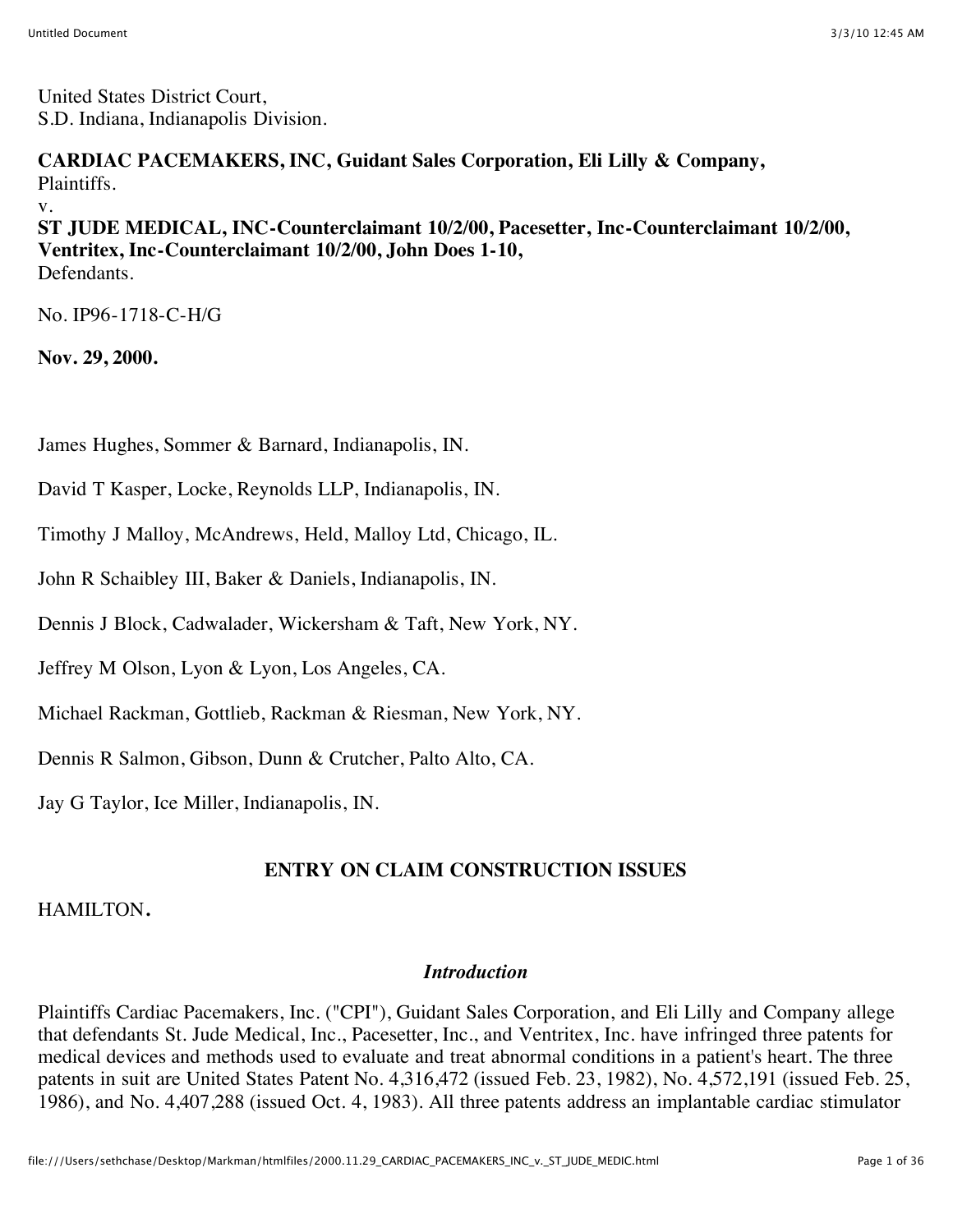United States District Court,
S.D. Indiana, Indianapolis Division.

**CARDIAC PACEMAKERS, INC, Guidant Sales Corporation, Eli Lilly & Company,**
Plaintiffs.
v.
**ST JUDE MEDICAL, INC-Counterclaimant 10/2/00, Pacesetter, Inc-Counterclaimant 10/2/00, Ventritex, Inc-Counterclaimant 10/2/00, John Does 1-10,**
Defendants.

No. IP96-1718-C-H/G

**Nov. 29, 2000.**

James Hughes, Sommer & Barnard, Indianapolis, IN.

David T Kasper, Locke, Reynolds LLP, Indianapolis, IN.

Timothy J Malloy, McAndrews, Held, Malloy Ltd, Chicago, IL.

John R Schaibley III, Baker & Daniels, Indianapolis, IN.

Dennis J Block, Cadwalader, Wickersham & Taft, New York, NY.

Jeffrey M Olson, Lyon & Lyon, Los Angeles, CA.

Michael Rackman, Gottlieb, Rackman & Riesman, New York, NY.

Dennis R Salmon, Gibson, Dunn & Crutcher, Palto Alto, CA.

Jay G Taylor, Ice Miller, Indianapolis, IN.

## ENTRY ON CLAIM CONSTRUCTION ISSUES

HAMILTON.

### *Introduction*

Plaintiffs Cardiac Pacemakers, Inc. ("CPI"), Guidant Sales Corporation, and Eli Lilly and Company allege that defendants St. Jude Medical, Inc., Pacesetter, Inc., and Ventritex, Inc. have infringed three patents for medical devices and methods used to evaluate and treat abnormal conditions in a patient's heart. The three patents in suit are United States Patent No. 4,316,472 (issued Feb. 23, 1982), No. 4,572,191 (issued Feb. 25, 1986), and No. 4,407,288 (issued Oct. 4, 1983). All three patents address an implantable cardiac stimulator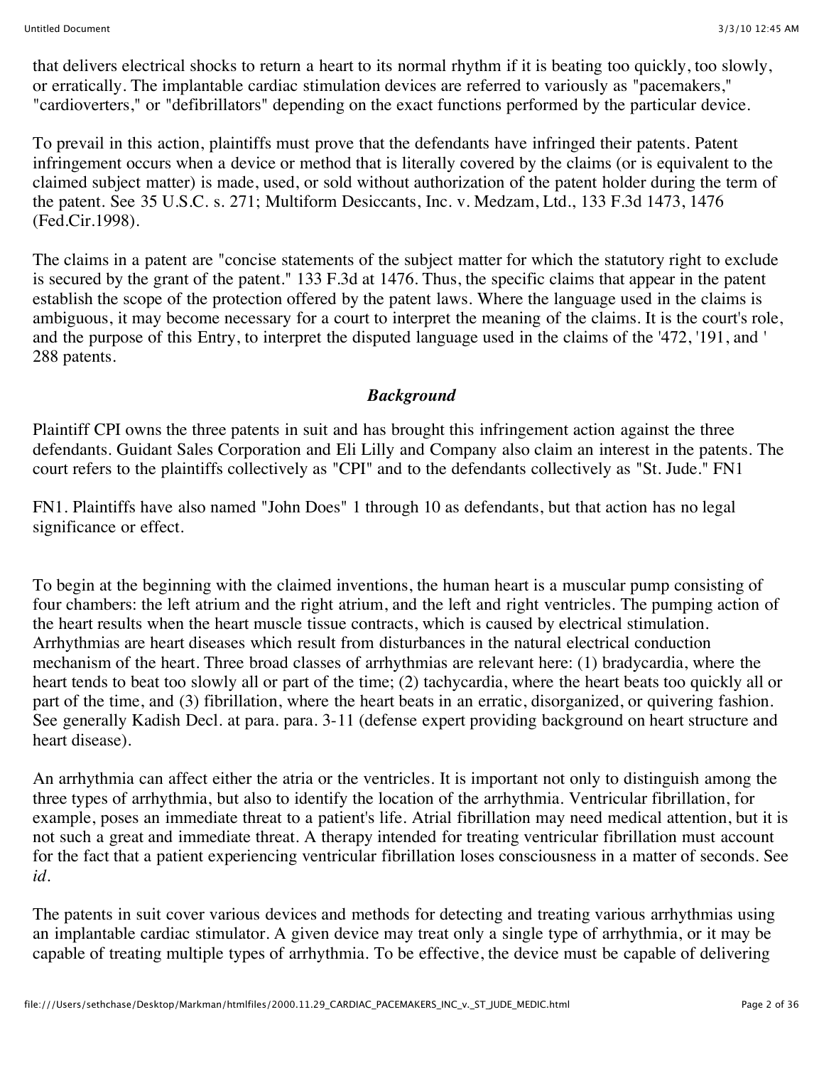that delivers electrical shocks to return a heart to its normal rhythm if it is beating too quickly, too slowly, or erratically. The implantable cardiac stimulation devices are referred to variously as "pacemakers," "cardioverters," or "defibrillators" depending on the exact functions performed by the particular device.

To prevail in this action, plaintiffs must prove that the defendants have infringed their patents. Patent infringement occurs when a device or method that is literally covered by the claims (or is equivalent to the claimed subject matter) is made, used, or sold without authorization of the patent holder during the term of the patent. See 35 U.S.C. s. 271; Multiform Desiccants, Inc. v. Medzam, Ltd., 133 F.3d 1473, 1476 (Fed.Cir.1998).

The claims in a patent are "concise statements of the subject matter for which the statutory right to exclude is secured by the grant of the patent." 133 F.3d at 1476. Thus, the specific claims that appear in the patent establish the scope of the protection offered by the patent laws. Where the language used in the claims is ambiguous, it may become necessary for a court to interpret the meaning of the claims. It is the court's role, and the purpose of this Entry, to interpret the disputed language used in the claims of the '472, '191, and '288 patents.

### *Background*

Plaintiff CPI owns the three patents in suit and has brought this infringement action against the three defendants. Guidant Sales Corporation and Eli Lilly and Company also claim an interest in the patents. The court refers to the plaintiffs collectively as "CPI" and to the defendants collectively as "St. Jude." FN1

FN1. Plaintiffs have also named "John Does" 1 through 10 as defendants, but that action has no legal significance or effect.

To begin at the beginning with the claimed inventions, the human heart is a muscular pump consisting of four chambers: the left atrium and the right atrium, and the left and right ventricles. The pumping action of the heart results when the heart muscle tissue contracts, which is caused by electrical stimulation. Arrhythmias are heart diseases which result from disturbances in the natural electrical conduction mechanism of the heart. Three broad classes of arrhythmias are relevant here: (1) bradycardia, where the heart tends to beat too slowly all or part of the time; (2) tachycardia, where the heart beats too quickly all or part of the time, and (3) fibrillation, where the heart beats in an erratic, disorganized, or quivering fashion. See generally Kadish Decl. at para. para. 3-11 (defense expert providing background on heart structure and heart disease).

An arrhythmia can affect either the atria or the ventricles. It is important not only to distinguish among the three types of arrhythmia, but also to identify the location of the arrhythmia. Ventricular fibrillation, for example, poses an immediate threat to a patient's life. Atrial fibrillation may need medical attention, but it is not such a great and immediate threat. A therapy intended for treating ventricular fibrillation must account for the fact that a patient experiencing ventricular fibrillation loses consciousness in a matter of seconds. See *id*.

The patents in suit cover various devices and methods for detecting and treating various arrhythmias using an implantable cardiac stimulator. A given device may treat only a single type of arrhythmia, or it may be capable of treating multiple types of arrhythmia. To be effective, the device must be capable of delivering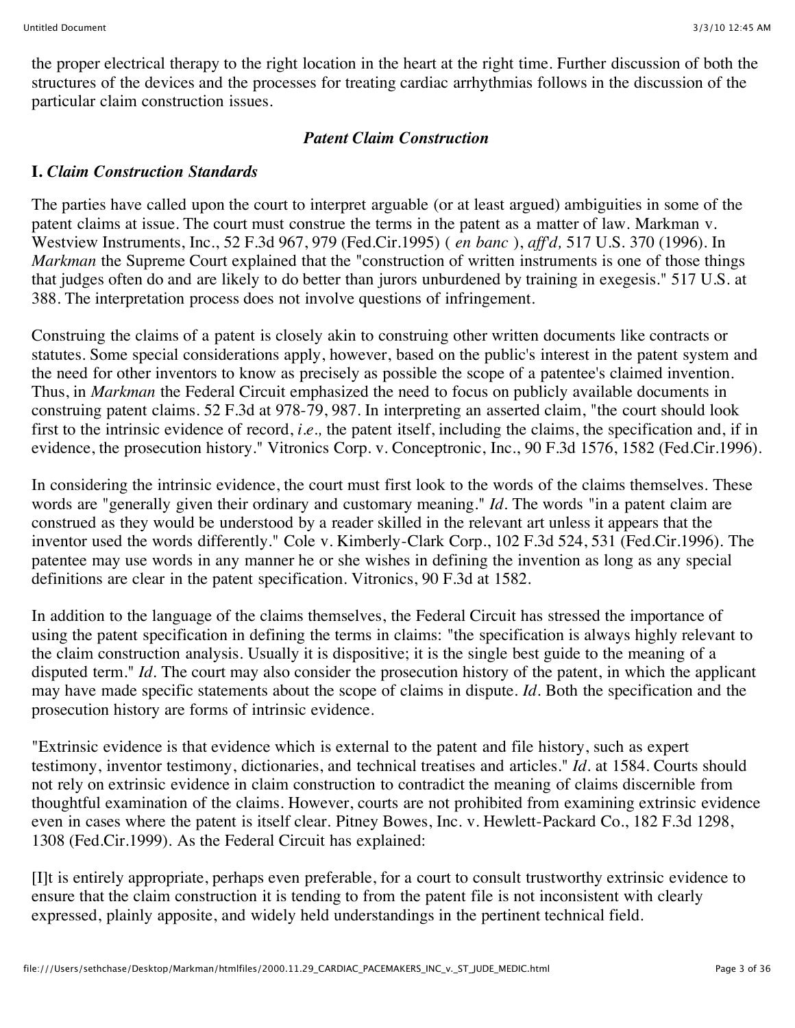the proper electrical therapy to the right location in the heart at the right time. Further discussion of both the structures of the devices and the processes for treating cardiac arrhythmias follows in the discussion of the particular claim construction issues.

### *Patent Claim Construction*

### I. *Claim Construction Standards*

The parties have called upon the court to interpret arguable (or at least argued) ambiguities in some of the patent claims at issue. The court must construe the terms in the patent as a matter of law. Markman v. Westview Instruments, Inc., 52 F.3d 967, 979 (Fed.Cir.1995) ( *en banc* ), *aff'd,* 517 U.S. 370 (1996). In *Markman* the Supreme Court explained that the "construction of written instruments is one of those things that judges often do and are likely to do better than jurors unburdened by training in exegesis." 517 U.S. at 388. The interpretation process does not involve questions of infringement.

Construing the claims of a patent is closely akin to construing other written documents like contracts or statutes. Some special considerations apply, however, based on the public's interest in the patent system and the need for other inventors to know as precisely as possible the scope of a patentee's claimed invention. Thus, in *Markman* the Federal Circuit emphasized the need to focus on publicly available documents in construing patent claims. 52 F.3d at 978-79, 987. In interpreting an asserted claim, "the court should look first to the intrinsic evidence of record, *i.e.,* the patent itself, including the claims, the specification and, if in evidence, the prosecution history." Vitronics Corp. v. Conceptronic, Inc., 90 F.3d 1576, 1582 (Fed.Cir.1996).

In considering the intrinsic evidence, the court must first look to the words of the claims themselves. These words are "generally given their ordinary and customary meaning." *Id.* The words "in a patent claim are construed as they would be understood by a reader skilled in the relevant art unless it appears that the inventor used the words differently." Cole v. Kimberly-Clark Corp., 102 F.3d 524, 531 (Fed.Cir.1996). The patentee may use words in any manner he or she wishes in defining the invention as long as any special definitions are clear in the patent specification. Vitronics, 90 F.3d at 1582.

In addition to the language of the claims themselves, the Federal Circuit has stressed the importance of using the patent specification in defining the terms in claims: "the specification is always highly relevant to the claim construction analysis. Usually it is dispositive; it is the single best guide to the meaning of a disputed term." *Id.* The court may also consider the prosecution history of the patent, in which the applicant may have made specific statements about the scope of claims in dispute. *Id.* Both the specification and the prosecution history are forms of intrinsic evidence.

"Extrinsic evidence is that evidence which is external to the patent and file history, such as expert testimony, inventor testimony, dictionaries, and technical treatises and articles." *Id.* at 1584. Courts should not rely on extrinsic evidence in claim construction to contradict the meaning of claims discernible from thoughtful examination of the claims. However, courts are not prohibited from examining extrinsic evidence even in cases where the patent is itself clear. Pitney Bowes, Inc. v. Hewlett-Packard Co., 182 F.3d 1298, 1308 (Fed.Cir.1999). As the Federal Circuit has explained:

[I]t is entirely appropriate, perhaps even preferable, for a court to consult trustworthy extrinsic evidence to ensure that the claim construction it is tending to from the patent file is not inconsistent with clearly expressed, plainly apposite, and widely held understandings in the pertinent technical field.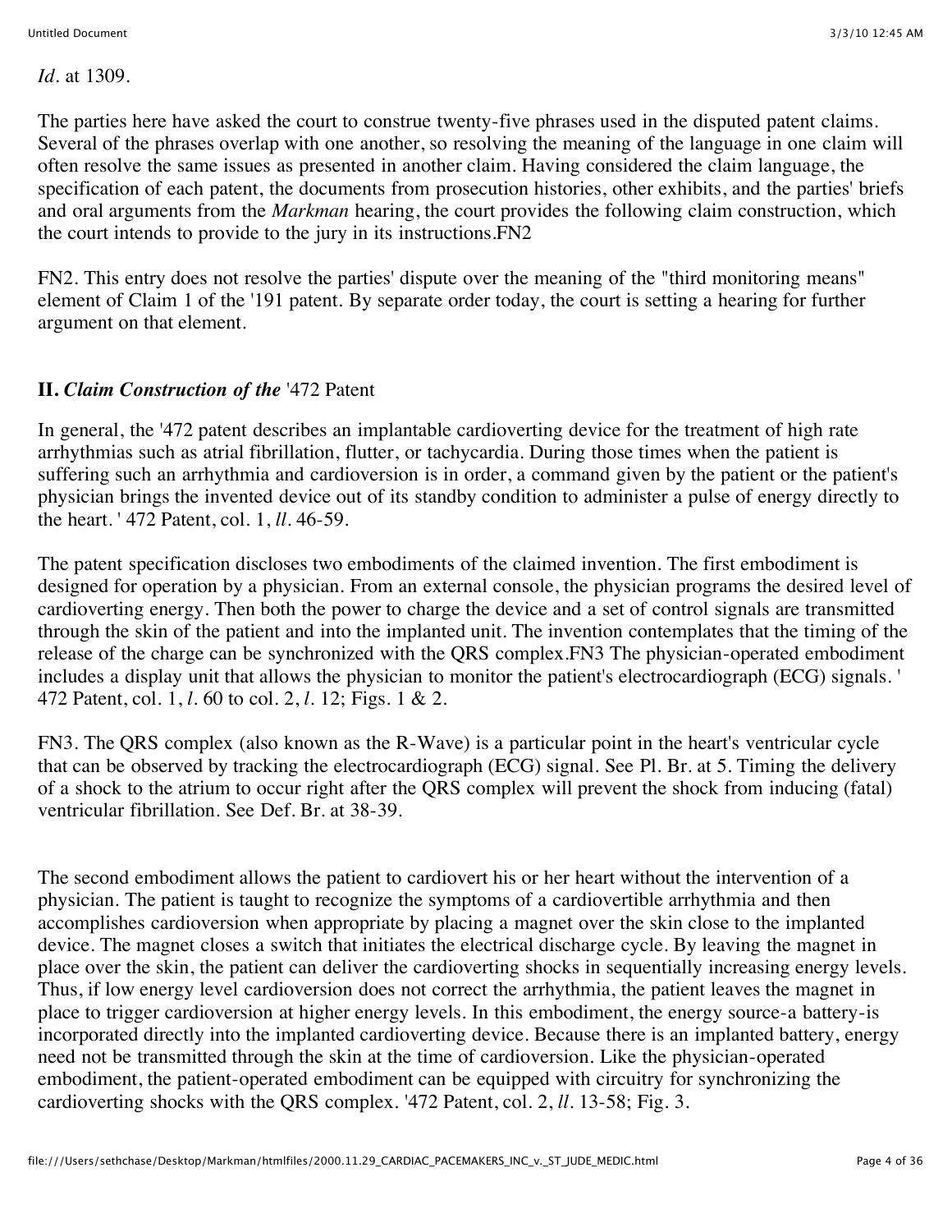*Id*. at 1309.

The parties here have asked the court to construe twenty-five phrases used in the disputed patent claims. Several of the phrases overlap with one another, so resolving the meaning of the language in one claim will often resolve the same issues as presented in another claim. Having considered the claim language, the specification of each patent, the documents from prosecution histories, other exhibits, and the parties' briefs and oral arguments from the *Markman* hearing, the court provides the following claim construction, which the court intends to provide to the jury in its instructions.FN2

FN2. This entry does not resolve the parties' dispute over the meaning of the "third monitoring means" element of Claim 1 of the '191 patent. By separate order today, the court is setting a hearing for further argument on that element.

## II. *Claim Construction of the* '472 Patent

In general, the '472 patent describes an implantable cardioverting device for the treatment of high rate arrhythmias such as atrial fibrillation, flutter, or tachycardia. During those times when the patient is suffering such an arrhythmia and cardioversion is in order, a command given by the patient or the patient's physician brings the invented device out of its standby condition to administer a pulse of energy directly to the heart. ' 472 Patent, col. 1, *ll*. 46-59.

The patent specification discloses two embodiments of the claimed invention. The first embodiment is designed for operation by a physician. From an external console, the physician programs the desired level of cardioverting energy. Then both the power to charge the device and a set of control signals are transmitted through the skin of the patient and into the implanted unit. The invention contemplates that the timing of the release of the charge can be synchronized with the QRS complex.FN3 The physician-operated embodiment includes a display unit that allows the physician to monitor the patient's electrocardiograph (ECG) signals. ' 472 Patent, col. 1, *l*. 60 to col. 2, *l*. 12; Figs. 1 & 2.

FN3. The QRS complex (also known as the R-Wave) is a particular point in the heart's ventricular cycle that can be observed by tracking the electrocardiograph (ECG) signal. See Pl. Br. at 5. Timing the delivery of a shock to the atrium to occur right after the QRS complex will prevent the shock from inducing (fatal) ventricular fibrillation. See Def. Br. at 38-39.

The second embodiment allows the patient to cardiovert his or her heart without the intervention of a physician. The patient is taught to recognize the symptoms of a cardiovertible arrhythmia and then accomplishes cardioversion when appropriate by placing a magnet over the skin close to the implanted device. The magnet closes a switch that initiates the electrical discharge cycle. By leaving the magnet in place over the skin, the patient can deliver the cardioverting shocks in sequentially increasing energy levels. Thus, if low energy level cardioversion does not correct the arrhythmia, the patient leaves the magnet in place to trigger cardioversion at higher energy levels. In this embodiment, the energy source-a battery-is incorporated directly into the implanted cardioverting device. Because there is an implanted battery, energy need not be transmitted through the skin at the time of cardioversion. Like the physician-operated embodiment, the patient-operated embodiment can be equipped with circuitry for synchronizing the cardioverting shocks with the QRS complex. '472 Patent, col. 2, *ll*. 13-58; Fig. 3.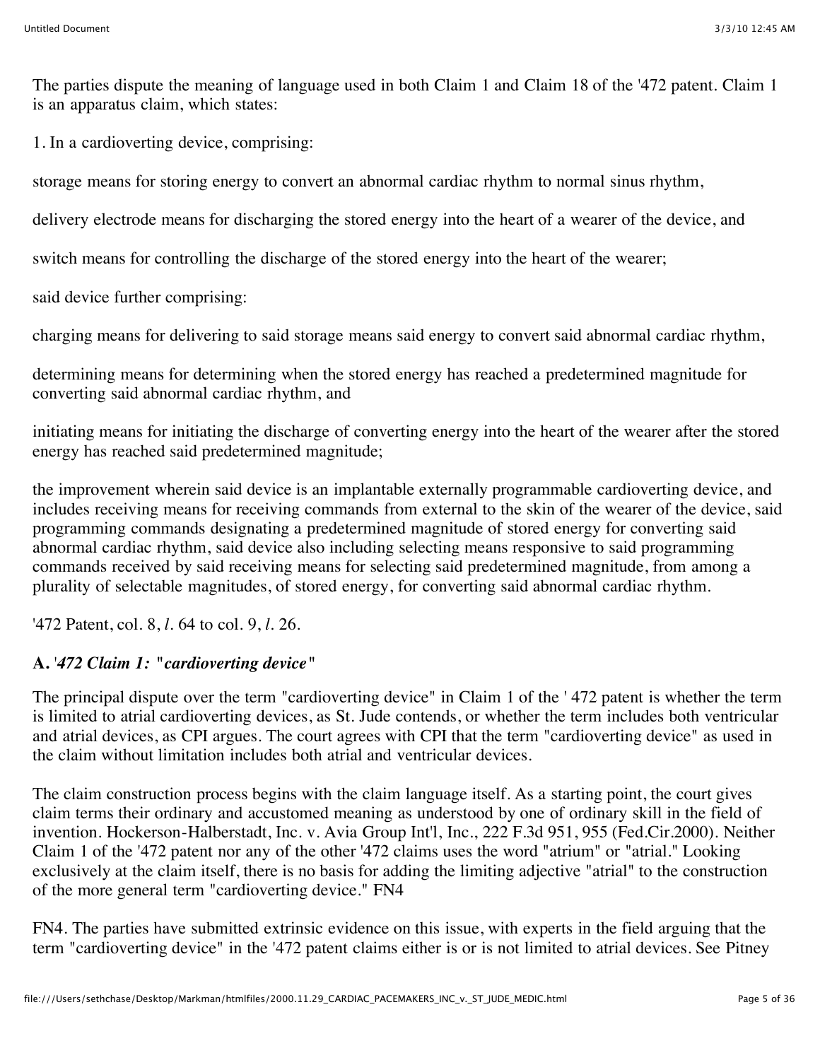The parties dispute the meaning of language used in both Claim 1 and Claim 18 of the '472 patent. Claim 1 is an apparatus claim, which states:

1. In a cardioverting device, comprising:

storage means for storing energy to convert an abnormal cardiac rhythm to normal sinus rhythm,

delivery electrode means for discharging the stored energy into the heart of a wearer of the device, and

switch means for controlling the discharge of the stored energy into the heart of the wearer;

said device further comprising:

charging means for delivering to said storage means said energy to convert said abnormal cardiac rhythm,

determining means for determining when the stored energy has reached a predetermined magnitude for converting said abnormal cardiac rhythm, and

initiating means for initiating the discharge of converting energy into the heart of the wearer after the stored energy has reached said predetermined magnitude;

the improvement wherein said device is an implantable externally programmable cardioverting device, and includes receiving means for receiving commands from external to the skin of the wearer of the device, said programming commands designating a predetermined magnitude of stored energy for converting said abnormal cardiac rhythm, said device also including selecting means responsive to said programming commands received by said receiving means for selecting said predetermined magnitude, from among a plurality of selectable magnitudes, of stored energy, for converting said abnormal cardiac rhythm.

'472 Patent, col. 8, *l*. 64 to col. 9, *l*. 26.

### A. *'472 Claim 1: "cardioverting device"*

The principal dispute over the term "cardioverting device" in Claim 1 of the ' 472 patent is whether the term is limited to atrial cardioverting devices, as St. Jude contends, or whether the term includes both ventricular and atrial devices, as CPI argues. The court agrees with CPI that the term "cardioverting device" as used in the claim without limitation includes both atrial and ventricular devices.

The claim construction process begins with the claim language itself. As a starting point, the court gives claim terms their ordinary and accustomed meaning as understood by one of ordinary skill in the field of invention. Hockerson-Halberstadt, Inc. v. Avia Group Int'l, Inc., 222 F.3d 951, 955 (Fed.Cir.2000). Neither Claim 1 of the '472 patent nor any of the other '472 claims uses the word "atrium" or "atrial." Looking exclusively at the claim itself, there is no basis for adding the limiting adjective "atrial" to the construction of the more general term "cardioverting device." FN4

FN4. The parties have submitted extrinsic evidence on this issue, with experts in the field arguing that the term "cardioverting device" in the '472 patent claims either is or is not limited to atrial devices. See Pitney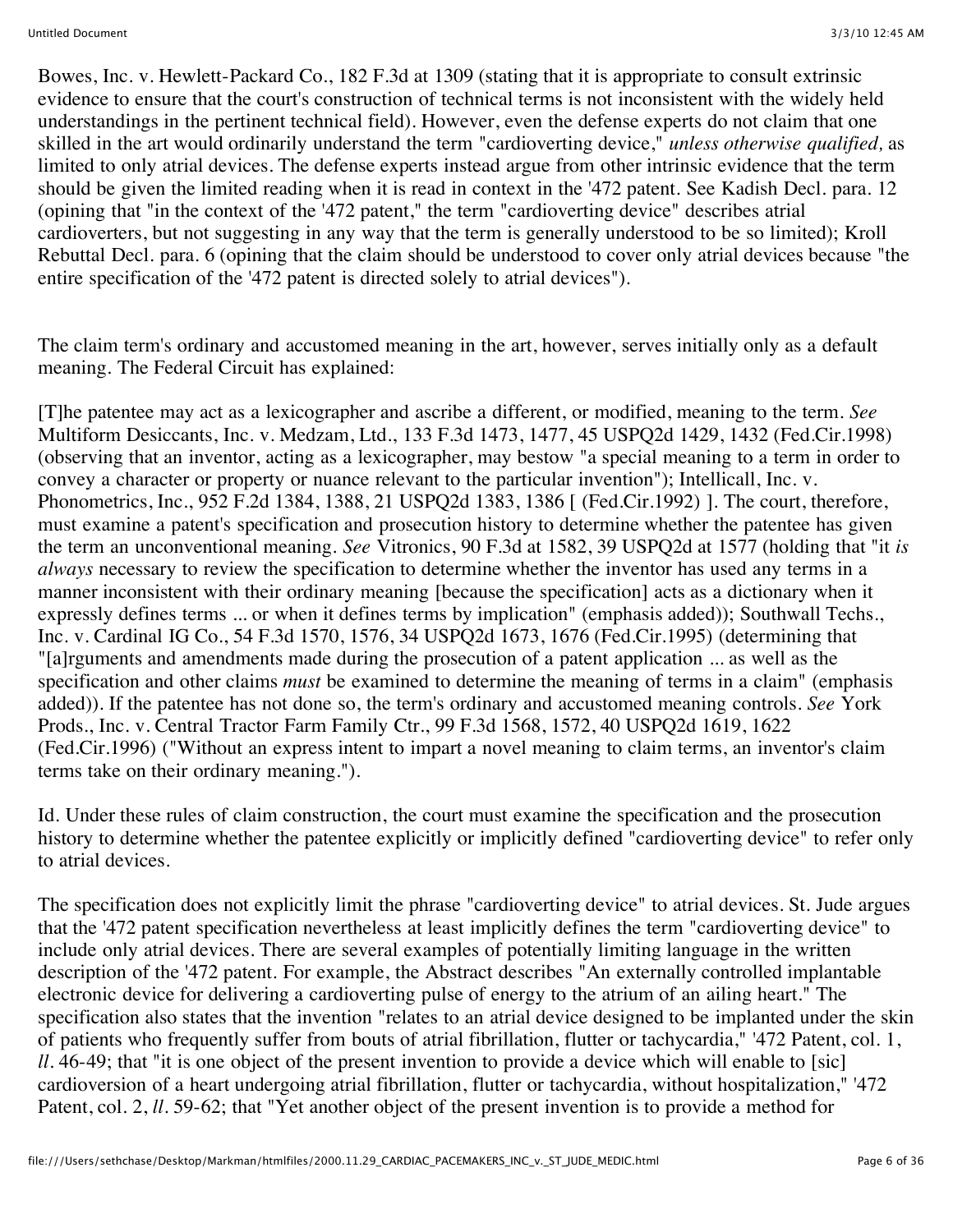Bowes, Inc. v. Hewlett-Packard Co., 182 F.3d at 1309 (stating that it is appropriate to consult extrinsic evidence to ensure that the court's construction of technical terms is not inconsistent with the widely held understandings in the pertinent technical field). However, even the defense experts do not claim that one skilled in the art would ordinarily understand the term "cardioverting device," *unless otherwise qualified,* as limited to only atrial devices. The defense experts instead argue from other intrinsic evidence that the term should be given the limited reading when it is read in context in the '472 patent. See Kadish Decl. para. 12 (opining that "in the context of the '472 patent," the term "cardioverting device" describes atrial cardioverters, but not suggesting in any way that the term is generally understood to be so limited); Kroll Rebuttal Decl. para. 6 (opining that the claim should be understood to cover only atrial devices because "the entire specification of the '472 patent is directed solely to atrial devices").

The claim term's ordinary and accustomed meaning in the art, however, serves initially only as a default meaning. The Federal Circuit has explained:

[T]he patentee may act as a lexicographer and ascribe a different, or modified, meaning to the term. *See* Multiform Desiccants, Inc. v. Medzam, Ltd., 133 F.3d 1473, 1477, 45 USPQ2d 1429, 1432 (Fed.Cir.1998) (observing that an inventor, acting as a lexicographer, may bestow "a special meaning to a term in order to convey a character or property or nuance relevant to the particular invention"); Intellicall, Inc. v. Phonometrics, Inc., 952 F.2d 1384, 1388, 21 USPQ2d 1383, 1386 [ (Fed.Cir.1992) ]. The court, therefore, must examine a patent's specification and prosecution history to determine whether the patentee has given the term an unconventional meaning. *See* Vitronics, 90 F.3d at 1582, 39 USPQ2d at 1577 (holding that "it *is always* necessary to review the specification to determine whether the inventor has used any terms in a manner inconsistent with their ordinary meaning [because the specification] acts as a dictionary when it expressly defines terms ... or when it defines terms by implication" (emphasis added)); Southwall Techs., Inc. v. Cardinal IG Co., 54 F.3d 1570, 1576, 34 USPQ2d 1673, 1676 (Fed.Cir.1995) (determining that "[a]rguments and amendments made during the prosecution of a patent application ... as well as the specification and other claims *must* be examined to determine the meaning of terms in a claim" (emphasis added)). If the patentee has not done so, the term's ordinary and accustomed meaning controls. *See* York Prods., Inc. v. Central Tractor Farm Family Ctr., 99 F.3d 1568, 1572, 40 USPQ2d 1619, 1622 (Fed.Cir.1996) ("Without an express intent to impart a novel meaning to claim terms, an inventor's claim terms take on their ordinary meaning.").

Id. Under these rules of claim construction, the court must examine the specification and the prosecution history to determine whether the patentee explicitly or implicitly defined "cardioverting device" to refer only to atrial devices.

The specification does not explicitly limit the phrase "cardioverting device" to atrial devices. St. Jude argues that the '472 patent specification nevertheless at least implicitly defines the term "cardioverting device" to include only atrial devices. There are several examples of potentially limiting language in the written description of the '472 patent. For example, the Abstract describes "An externally controlled implantable electronic device for delivering a cardioverting pulse of energy to the atrium of an ailing heart." The specification also states that the invention "relates to an atrial device designed to be implanted under the skin of patients who frequently suffer from bouts of atrial fibrillation, flutter or tachycardia," '472 Patent, col. 1, *ll.* 46-49; that "it is one object of the present invention to provide a device which will enable to [sic] cardioversion of a heart undergoing atrial fibrillation, flutter or tachycardia, without hospitalization," '472 Patent, col. 2, *ll.* 59-62; that "Yet another object of the present invention is to provide a method for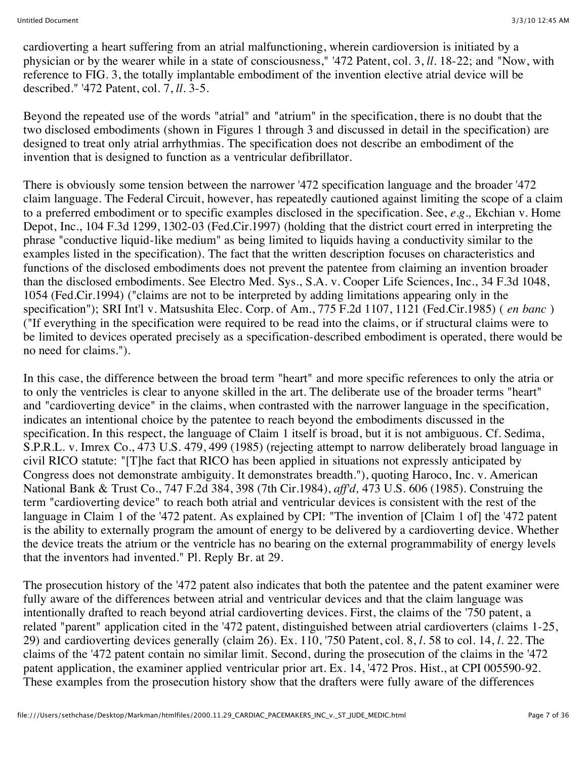cardioverting a heart suffering from an atrial malfunctioning, wherein cardioversion is initiated by a physician or by the wearer while in a state of consciousness," '472 Patent, col. 3, *ll*. 18-22; and "Now, with reference to FIG. 3, the totally implantable embodiment of the invention elective atrial device will be described." '472 Patent, col. 7, *ll*. 3-5.

Beyond the repeated use of the words "atrial" and "atrium" in the specification, there is no doubt that the two disclosed embodiments (shown in Figures 1 through 3 and discussed in detail in the specification) are designed to treat only atrial arrhythmias. The specification does not describe an embodiment of the invention that is designed to function as a ventricular defibrillator.

There is obviously some tension between the narrower '472 specification language and the broader '472 claim language. The Federal Circuit, however, has repeatedly cautioned against limiting the scope of a claim to a preferred embodiment or to specific examples disclosed in the specification. See, *e.g.,* Ekchian v. Home Depot, Inc., 104 F.3d 1299, 1302-03 (Fed.Cir.1997) (holding that the district court erred in interpreting the phrase "conductive liquid-like medium" as being limited to liquids having a conductivity similar to the examples listed in the specification). The fact that the written description focuses on characteristics and functions of the disclosed embodiments does not prevent the patentee from claiming an invention broader than the disclosed embodiments. See Electro Med. Sys., S.A. v. Cooper Life Sciences, Inc., 34 F.3d 1048, 1054 (Fed.Cir.1994) ("claims are not to be interpreted by adding limitations appearing only in the specification"); SRI Int'l v. Matsushita Elec. Corp. of Am., 775 F.2d 1107, 1121 (Fed.Cir.1985) ( *en banc* ) ("If everything in the specification were required to be read into the claims, or if structural claims were to be limited to devices operated precisely as a specification-described embodiment is operated, there would be no need for claims.").

In this case, the difference between the broad term "heart" and more specific references to only the atria or to only the ventricles is clear to anyone skilled in the art. The deliberate use of the broader terms "heart" and "cardioverting device" in the claims, when contrasted with the narrower language in the specification, indicates an intentional choice by the patentee to reach beyond the embodiments discussed in the specification. In this respect, the language of Claim 1 itself is broad, but it is not ambiguous. Cf. Sedima, S.P.R.L. v. Imrex Co., 473 U.S. 479, 499 (1985) (rejecting attempt to narrow deliberately broad language in civil RICO statute: "[T]he fact that RICO has been applied in situations not expressly anticipated by Congress does not demonstrate ambiguity. It demonstrates breadth."), quoting Haroco, Inc. v. American National Bank & Trust Co., 747 F.2d 384, 398 (7th Cir.1984), *aff'd,* 473 U.S. 606 (1985). Construing the term "cardioverting device" to reach both atrial and ventricular devices is consistent with the rest of the language in Claim 1 of the '472 patent. As explained by CPI: "The invention of [Claim 1 of] the '472 patent is the ability to externally program the amount of energy to be delivered by a cardioverting device. Whether the device treats the atrium or the ventricle has no bearing on the external programmability of energy levels that the inventors had invented." Pl. Reply Br. at 29.

The prosecution history of the '472 patent also indicates that both the patentee and the patent examiner were fully aware of the differences between atrial and ventricular devices and that the claim language was intentionally drafted to reach beyond atrial cardioverting devices. First, the claims of the '750 patent, a related "parent" application cited in the '472 patent, distinguished between atrial cardioverters (claims 1-25, 29) and cardioverting devices generally (claim 26). Ex. 110, '750 Patent, col. 8, *l*. 58 to col. 14, *l*. 22. The claims of the '472 patent contain no similar limit. Second, during the prosecution of the claims in the '472 patent application, the examiner applied ventricular prior art. Ex. 14, '472 Pros. Hist., at CPI 005590-92. These examples from the prosecution history show that the drafters were fully aware of the differences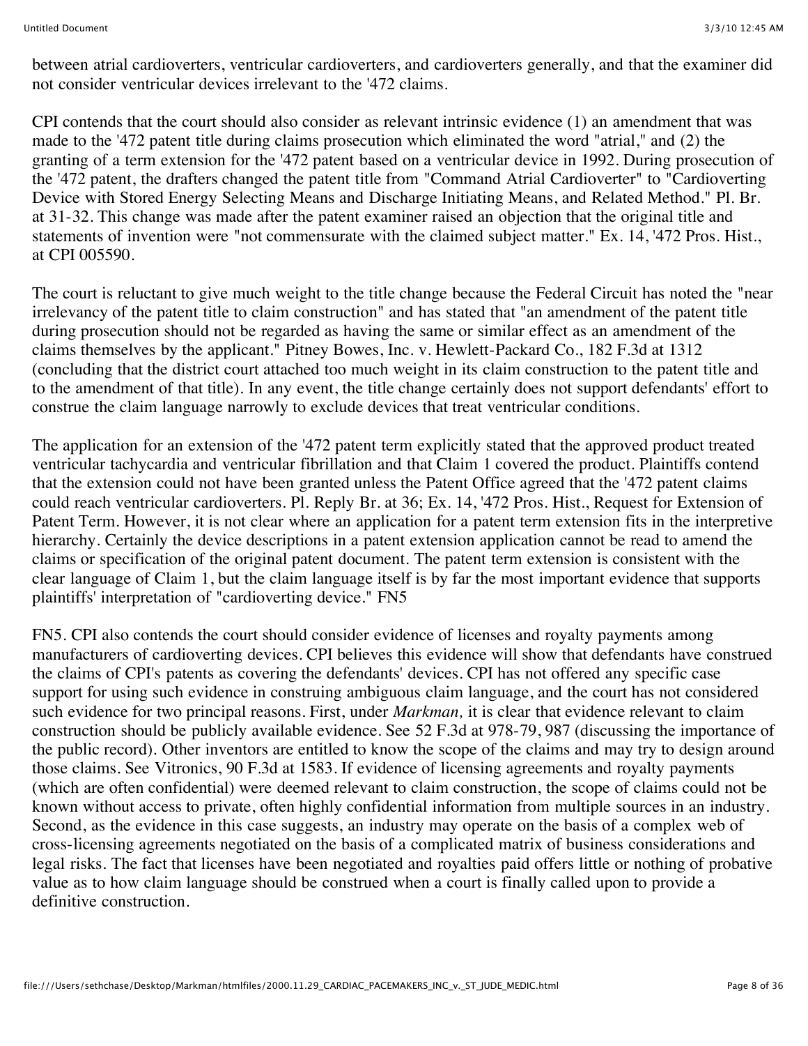between atrial cardioverters, ventricular cardioverters, and cardioverters generally, and that the examiner did not consider ventricular devices irrelevant to the '472 claims.

CPI contends that the court should also consider as relevant intrinsic evidence (1) an amendment that was made to the '472 patent title during claims prosecution which eliminated the word "atrial," and (2) the granting of a term extension for the '472 patent based on a ventricular device in 1992. During prosecution of the '472 patent, the drafters changed the patent title from "Command Atrial Cardioverter" to "Cardioverting Device with Stored Energy Selecting Means and Discharge Initiating Means, and Related Method." Pl. Br. at 31-32. This change was made after the patent examiner raised an objection that the original title and statements of invention were "not commensurate with the claimed subject matter." Ex. 14, '472 Pros. Hist., at CPI 005590.

The court is reluctant to give much weight to the title change because the Federal Circuit has noted the "near irrelevancy of the patent title to claim construction" and has stated that "an amendment of the patent title during prosecution should not be regarded as having the same or similar effect as an amendment of the claims themselves by the applicant." Pitney Bowes, Inc. v. Hewlett-Packard Co., 182 F.3d at 1312 (concluding that the district court attached too much weight in its claim construction to the patent title and to the amendment of that title). In any event, the title change certainly does not support defendants' effort to construe the claim language narrowly to exclude devices that treat ventricular conditions.

The application for an extension of the '472 patent term explicitly stated that the approved product treated ventricular tachycardia and ventricular fibrillation and that Claim 1 covered the product. Plaintiffs contend that the extension could not have been granted unless the Patent Office agreed that the '472 patent claims could reach ventricular cardioverters. Pl. Reply Br. at 36; Ex. 14, '472 Pros. Hist., Request for Extension of Patent Term. However, it is not clear where an application for a patent term extension fits in the interpretive hierarchy. Certainly the device descriptions in a patent extension application cannot be read to amend the claims or specification of the original patent document. The patent term extension is consistent with the clear language of Claim 1, but the claim language itself is by far the most important evidence that supports plaintiffs' interpretation of "cardioverting device." FN5

FN5. CPI also contends the court should consider evidence of licenses and royalty payments among manufacturers of cardioverting devices. CPI believes this evidence will show that defendants have construed the claims of CPI's patents as covering the defendants' devices. CPI has not offered any specific case support for using such evidence in construing ambiguous claim language, and the court has not considered such evidence for two principal reasons. First, under *Markman,* it is clear that evidence relevant to claim construction should be publicly available evidence. See 52 F.3d at 978-79, 987 (discussing the importance of the public record). Other inventors are entitled to know the scope of the claims and may try to design around those claims. See Vitronics, 90 F.3d at 1583. If evidence of licensing agreements and royalty payments (which are often confidential) were deemed relevant to claim construction, the scope of claims could not be known without access to private, often highly confidential information from multiple sources in an industry. Second, as the evidence in this case suggests, an industry may operate on the basis of a complex web of cross-licensing agreements negotiated on the basis of a complicated matrix of business considerations and legal risks. The fact that licenses have been negotiated and royalties paid offers little or nothing of probative value as to how claim language should be construed when a court is finally called upon to provide a definitive construction.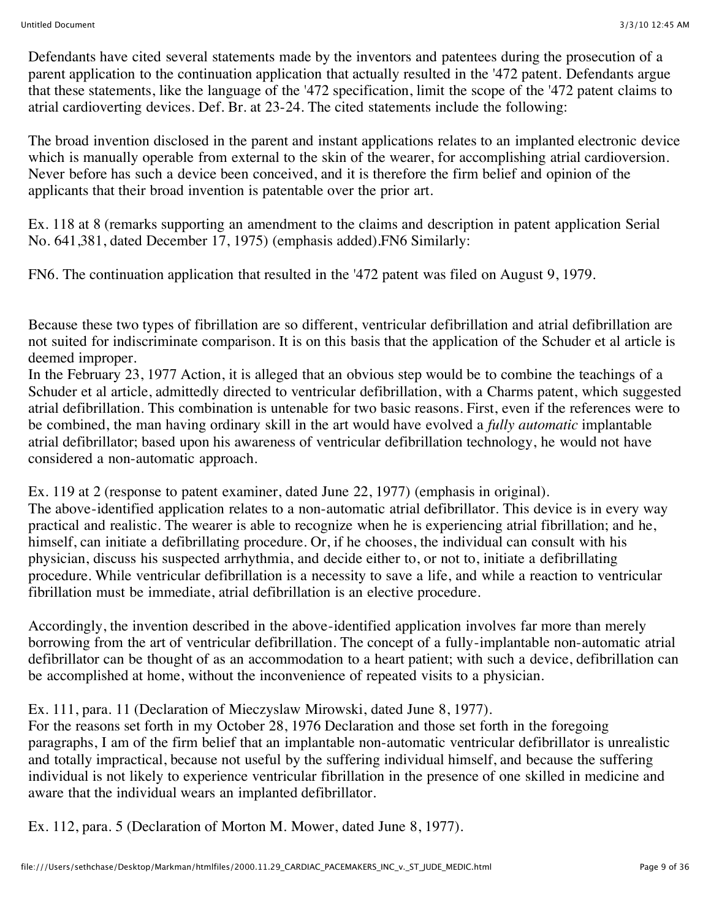Defendants have cited several statements made by the inventors and patentees during the prosecution of a parent application to the continuation application that actually resulted in the '472 patent. Defendants argue that these statements, like the language of the '472 specification, limit the scope of the '472 patent claims to atrial cardioverting devices. Def. Br. at 23-24. The cited statements include the following:

The broad invention disclosed in the parent and instant applications relates to an implanted electronic device which is manually operable from external to the skin of the wearer, for accomplishing atrial cardioversion. Never before has such a device been conceived, and it is therefore the firm belief and opinion of the applicants that their broad invention is patentable over the prior art.

Ex. 118 at 8 (remarks supporting an amendment to the claims and description in patent application Serial No. 641,381, dated December 17, 1975) (emphasis added).FN6 Similarly:

FN6. The continuation application that resulted in the '472 patent was filed on August 9, 1979.

Because these two types of fibrillation are so different, ventricular defibrillation and atrial defibrillation are not suited for indiscriminate comparison. It is on this basis that the application of the Schuder et al article is deemed improper.
In the February 23, 1977 Action, it is alleged that an obvious step would be to combine the teachings of a Schuder et al article, admittedly directed to ventricular defibrillation, with a Charms patent, which suggested atrial defibrillation. This combination is untenable for two basic reasons. First, even if the references were to be combined, the man having ordinary skill in the art would have evolved a *fully automatic* implantable atrial defibrillator; based upon his awareness of ventricular defibrillation technology, he would not have considered a non-automatic approach.

Ex. 119 at 2 (response to patent examiner, dated June 22, 1977) (emphasis in original).
The above-identified application relates to a non-automatic atrial defibrillator. This device is in every way practical and realistic. The wearer is able to recognize when he is experiencing atrial fibrillation; and he, himself, can initiate a defibrillating procedure. Or, if he chooses, the individual can consult with his physician, discuss his suspected arrhythmia, and decide either to, or not to, initiate a defibrillating procedure. While ventricular defibrillation is a necessity to save a life, and while a reaction to ventricular fibrillation must be immediate, atrial defibrillation is an elective procedure.

Accordingly, the invention described in the above-identified application involves far more than merely borrowing from the art of ventricular defibrillation. The concept of a fully-implantable non-automatic atrial defibrillator can be thought of as an accommodation to a heart patient; with such a device, defibrillation can be accomplished at home, without the inconvenience of repeated visits to a physician.

Ex. 111, para. 11 (Declaration of Mieczyslaw Mirowski, dated June 8, 1977).
For the reasons set forth in my October 28, 1976 Declaration and those set forth in the foregoing paragraphs, I am of the firm belief that an implantable non-automatic ventricular defibrillator is unrealistic and totally impractical, because not useful by the suffering individual himself, and because the suffering individual is not likely to experience ventricular fibrillation in the presence of one skilled in medicine and aware that the individual wears an implanted defibrillator.

Ex. 112, para. 5 (Declaration of Morton M. Mower, dated June 8, 1977).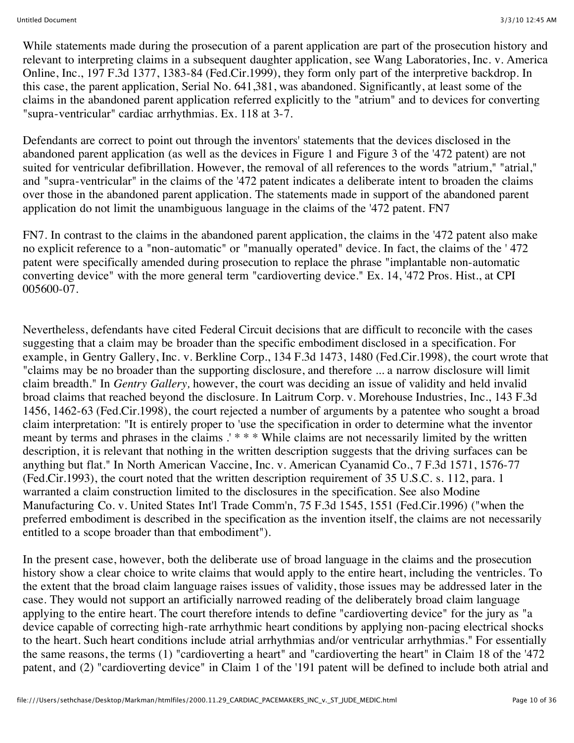While statements made during the prosecution of a parent application are part of the prosecution history and relevant to interpreting claims in a subsequent daughter application, see Wang Laboratories, Inc. v. America Online, Inc., 197 F.3d 1377, 1383-84 (Fed.Cir.1999), they form only part of the interpretive backdrop. In this case, the parent application, Serial No. 641,381, was abandoned. Significantly, at least some of the claims in the abandoned parent application referred explicitly to the "atrium" and to devices for converting "supra-ventricular" cardiac arrhythmias. Ex. 118 at 3-7.

Defendants are correct to point out through the inventors' statements that the devices disclosed in the abandoned parent application (as well as the devices in Figure 1 and Figure 3 of the '472 patent) are not suited for ventricular defibrillation. However, the removal of all references to the words "atrium," "atrial," and "supra-ventricular" in the claims of the '472 patent indicates a deliberate intent to broaden the claims over those in the abandoned parent application. The statements made in support of the abandoned parent application do not limit the unambiguous language in the claims of the '472 patent. FN7

FN7. In contrast to the claims in the abandoned parent application, the claims in the '472 patent also make no explicit reference to a "non-automatic" or "manually operated" device. In fact, the claims of the ' 472 patent were specifically amended during prosecution to replace the phrase "implantable non-automatic converting device" with the more general term "cardioverting device." Ex. 14, '472 Pros. Hist., at CPI 005600-07.

Nevertheless, defendants have cited Federal Circuit decisions that are difficult to reconcile with the cases suggesting that a claim may be broader than the specific embodiment disclosed in a specification. For example, in Gentry Gallery, Inc. v. Berkline Corp., 134 F.3d 1473, 1480 (Fed.Cir.1998), the court wrote that "claims may be no broader than the supporting disclosure, and therefore ... a narrow disclosure will limit claim breadth." In *Gentry Gallery,* however, the court was deciding an issue of validity and held invalid broad claims that reached beyond the disclosure. In Laitrum Corp. v. Morehouse Industries, Inc., 143 F.3d 1456, 1462-63 (Fed.Cir.1998), the court rejected a number of arguments by a patentee who sought a broad claim interpretation: "It is entirely proper to 'use the specification in order to determine what the inventor meant by terms and phrases in the claims .' * * * While claims are not necessarily limited by the written description, it is relevant that nothing in the written description suggests that the driving surfaces can be anything but flat." In North American Vaccine, Inc. v. American Cyanamid Co., 7 F.3d 1571, 1576-77 (Fed.Cir.1993), the court noted that the written description requirement of 35 U.S.C. s. 112, para. 1 warranted a claim construction limited to the disclosures in the specification. See also Modine Manufacturing Co. v. United States Int'l Trade Comm'n, 75 F.3d 1545, 1551 (Fed.Cir.1996) ("when the preferred embodiment is described in the specification as the invention itself, the claims are not necessarily entitled to a scope broader than that embodiment").

In the present case, however, both the deliberate use of broad language in the claims and the prosecution history show a clear choice to write claims that would apply to the entire heart, including the ventricles. To the extent that the broad claim language raises issues of validity, those issues may be addressed later in the case. They would not support an artificially narrowed reading of the deliberately broad claim language applying to the entire heart. The court therefore intends to define "cardioverting device" for the jury as "a device capable of correcting high-rate arrhythmic heart conditions by applying non-pacing electrical shocks to the heart. Such heart conditions include atrial arrhythmias and/or ventricular arrhythmias." For essentially the same reasons, the terms (1) "cardioverting a heart" and "cardioverting the heart" in Claim 18 of the '472 patent, and (2) "cardioverting device" in Claim 1 of the '191 patent will be defined to include both atrial and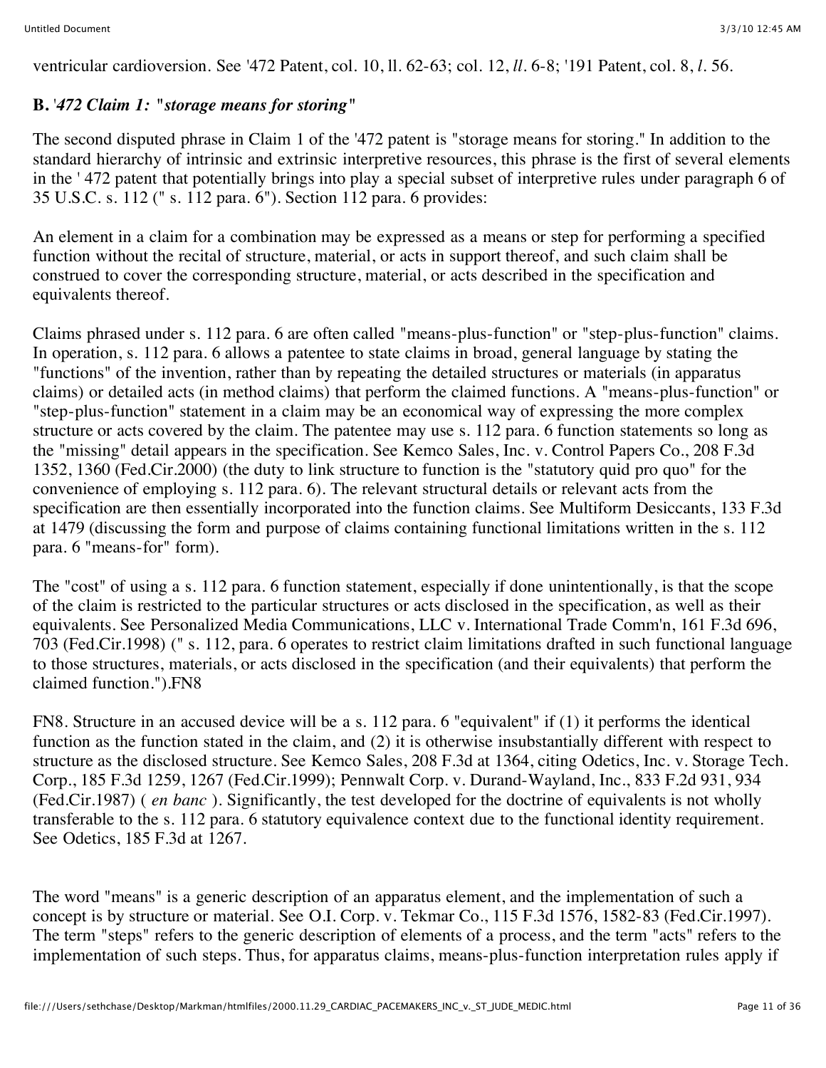ventricular cardioversion. See '472 Patent, col. 10, ll. 62-63; col. 12, *ll*. 6-8; '191 Patent, col. 8, *l*. 56.

### B. *'472 Claim 1: "storage means for storing"*

The second disputed phrase in Claim 1 of the '472 patent is "storage means for storing." In addition to the standard hierarchy of intrinsic and extrinsic interpretive resources, this phrase is the first of several elements in the ' 472 patent that potentially brings into play a special subset of interpretive rules under paragraph 6 of 35 U.S.C. s. 112 (" s. 112 para. 6"). Section 112 para. 6 provides:

An element in a claim for a combination may be expressed as a means or step for performing a specified function without the recital of structure, material, or acts in support thereof, and such claim shall be construed to cover the corresponding structure, material, or acts described in the specification and equivalents thereof.

Claims phrased under s. 112 para. 6 are often called "means-plus-function" or "step-plus-function" claims. In operation, s. 112 para. 6 allows a patentee to state claims in broad, general language by stating the "functions" of the invention, rather than by repeating the detailed structures or materials (in apparatus claims) or detailed acts (in method claims) that perform the claimed functions. A "means-plus-function" or "step-plus-function" statement in a claim may be an economical way of expressing the more complex structure or acts covered by the claim. The patentee may use s. 112 para. 6 function statements so long as the "missing" detail appears in the specification. See Kemco Sales, Inc. v. Control Papers Co., 208 F.3d 1352, 1360 (Fed.Cir.2000) (the duty to link structure to function is the "statutory quid pro quo" for the convenience of employing s. 112 para. 6). The relevant structural details or relevant acts from the specification are then essentially incorporated into the function claims. See Multiform Desiccants, 133 F.3d at 1479 (discussing the form and purpose of claims containing functional limitations written in the s. 112 para. 6 "means-for" form).

The "cost" of using a s. 112 para. 6 function statement, especially if done unintentionally, is that the scope of the claim is restricted to the particular structures or acts disclosed in the specification, as well as their equivalents. See Personalized Media Communications, LLC v. International Trade Comm'n, 161 F.3d 696, 703 (Fed.Cir.1998) (" s. 112, para. 6 operates to restrict claim limitations drafted in such functional language to those structures, materials, or acts disclosed in the specification (and their equivalents) that perform the claimed function.").FN8

FN8. Structure in an accused device will be a s. 112 para. 6 "equivalent" if (1) it performs the identical function as the function stated in the claim, and (2) it is otherwise insubstantially different with respect to structure as the disclosed structure. See Kemco Sales, 208 F.3d at 1364, citing Odetics, Inc. v. Storage Tech. Corp., 185 F.3d 1259, 1267 (Fed.Cir.1999); Pennwalt Corp. v. Durand-Wayland, Inc., 833 F.2d 931, 934 (Fed.Cir.1987) ( *en banc* ). Significantly, the test developed for the doctrine of equivalents is not wholly transferable to the s. 112 para. 6 statutory equivalence context due to the functional identity requirement. See Odetics, 185 F.3d at 1267.

The word "means" is a generic description of an apparatus element, and the implementation of such a concept is by structure or material. See O.I. Corp. v. Tekmar Co., 115 F.3d 1576, 1582-83 (Fed.Cir.1997). The term "steps" refers to the generic description of elements of a process, and the term "acts" refers to the implementation of such steps. Thus, for apparatus claims, means-plus-function interpretation rules apply if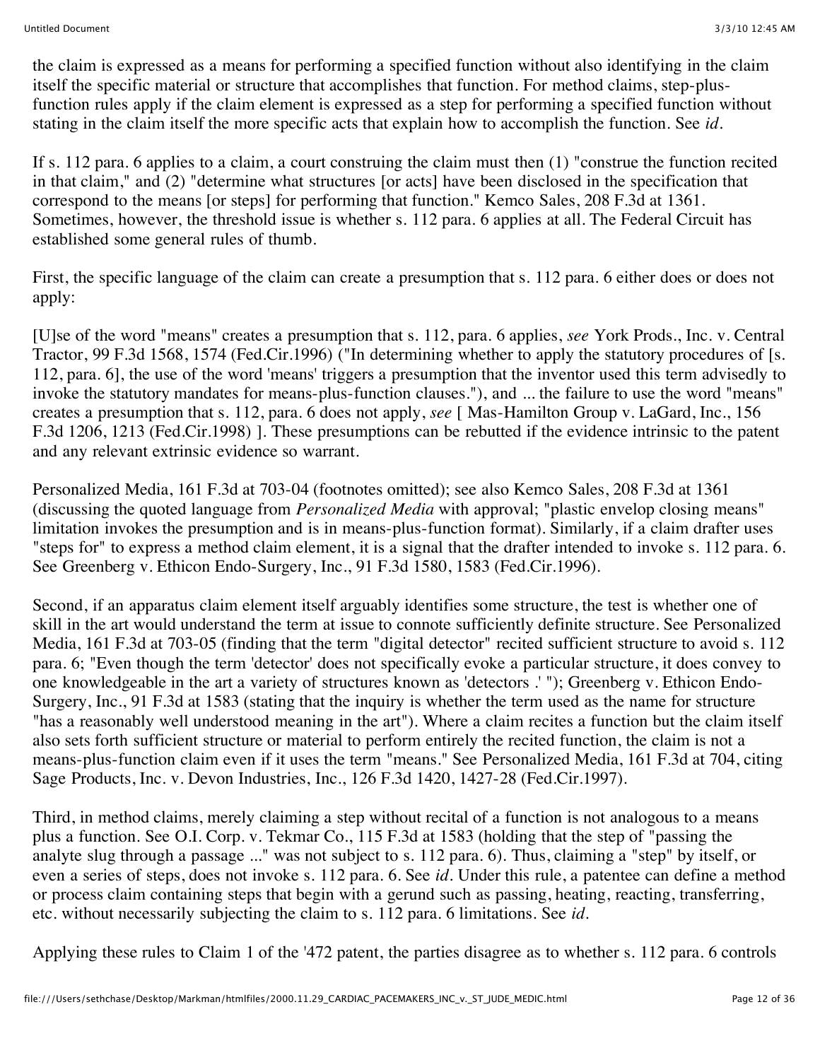the claim is expressed as a means for performing a specified function without also identifying in the claim itself the specific material or structure that accomplishes that function. For method claims, step-plus-function rules apply if the claim element is expressed as a step for performing a specified function without stating in the claim itself the more specific acts that explain how to accomplish the function. See *id*.

If s. 112 para. 6 applies to a claim, a court construing the claim must then (1) "construe the function recited in that claim," and (2) "determine what structures [or acts] have been disclosed in the specification that correspond to the means [or steps] for performing that function." Kemco Sales, 208 F.3d at 1361. Sometimes, however, the threshold issue is whether s. 112 para. 6 applies at all. The Federal Circuit has established some general rules of thumb.

First, the specific language of the claim can create a presumption that s. 112 para. 6 either does or does not apply:

[U]se of the word "means" creates a presumption that s. 112, para. 6 applies, *see* York Prods., Inc. v. Central Tractor, 99 F.3d 1568, 1574 (Fed.Cir.1996) ("In determining whether to apply the statutory procedures of [s. 112, para. 6], the use of the word 'means' triggers a presumption that the inventor used this term advisedly to invoke the statutory mandates for means-plus-function clauses."), and ... the failure to use the word "means" creates a presumption that s. 112, para. 6 does not apply, *see* [ Mas-Hamilton Group v. LaGard, Inc., 156 F.3d 1206, 1213 (Fed.Cir.1998) ]. These presumptions can be rebutted if the evidence intrinsic to the patent and any relevant extrinsic evidence so warrant.

Personalized Media, 161 F.3d at 703-04 (footnotes omitted); see also Kemco Sales, 208 F.3d at 1361 (discussing the quoted language from *Personalized Media* with approval; "plastic envelop closing means" limitation invokes the presumption and is in means-plus-function format). Similarly, if a claim drafter uses "steps for" to express a method claim element, it is a signal that the drafter intended to invoke s. 112 para. 6. See Greenberg v. Ethicon Endo-Surgery, Inc., 91 F.3d 1580, 1583 (Fed.Cir.1996).

Second, if an apparatus claim element itself arguably identifies some structure, the test is whether one of skill in the art would understand the term at issue to connote sufficiently definite structure. See Personalized Media, 161 F.3d at 703-05 (finding that the term "digital detector" recited sufficient structure to avoid s. 112 para. 6; "Even though the term 'detector' does not specifically evoke a particular structure, it does convey to one knowledgeable in the art a variety of structures known as 'detectors .' "); Greenberg v. Ethicon Endo-Surgery, Inc., 91 F.3d at 1583 (stating that the inquiry is whether the term used as the name for structure "has a reasonably well understood meaning in the art"). Where a claim recites a function but the claim itself also sets forth sufficient structure or material to perform entirely the recited function, the claim is not a means-plus-function claim even if it uses the term "means." See Personalized Media, 161 F.3d at 704, citing Sage Products, Inc. v. Devon Industries, Inc., 126 F.3d 1420, 1427-28 (Fed.Cir.1997).

Third, in method claims, merely claiming a step without recital of a function is not analogous to a means plus a function. See O.I. Corp. v. Tekmar Co., 115 F.3d at 1583 (holding that the step of "passing the analyte slug through a passage ..." was not subject to s. 112 para. 6). Thus, claiming a "step" by itself, or even a series of steps, does not invoke s. 112 para. 6. See *id*. Under this rule, a patentee can define a method or process claim containing steps that begin with a gerund such as passing, heating, reacting, transferring, etc. without necessarily subjecting the claim to s. 112 para. 6 limitations. See *id*.

Applying these rules to Claim 1 of the '472 patent, the parties disagree as to whether s. 112 para. 6 controls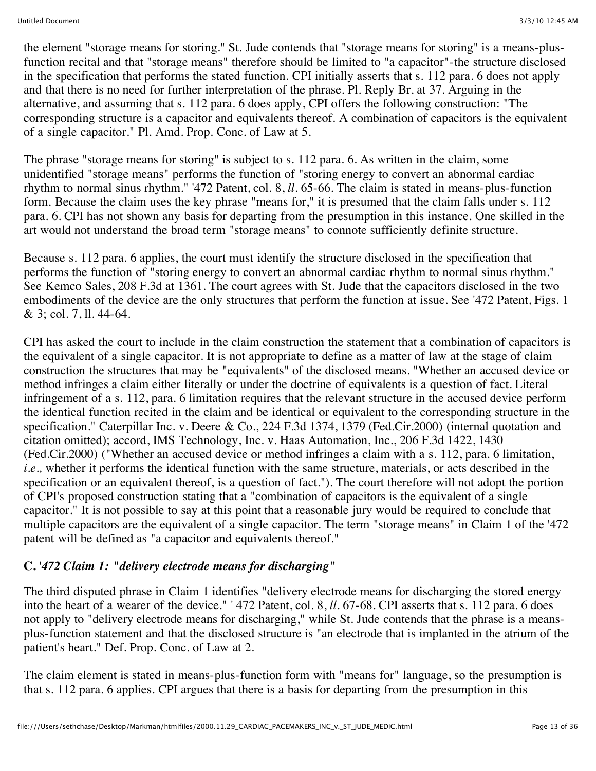the element "storage means for storing." St. Jude contends that "storage means for storing" is a means-plus-function recital and that "storage means" therefore should be limited to "a capacitor"-the structure disclosed in the specification that performs the stated function. CPI initially asserts that s. 112 para. 6 does not apply and that there is no need for further interpretation of the phrase. Pl. Reply Br. at 37. Arguing in the alternative, and assuming that s. 112 para. 6 does apply, CPI offers the following construction: "The corresponding structure is a capacitor and equivalents thereof. A combination of capacitors is the equivalent of a single capacitor." Pl. Amd. Prop. Conc. of Law at 5.

The phrase "storage means for storing" is subject to s. 112 para. 6. As written in the claim, some unidentified "storage means" performs the function of "storing energy to convert an abnormal cardiac rhythm to normal sinus rhythm." '472 Patent, col. 8, *ll*. 65-66. The claim is stated in means-plus-function form. Because the claim uses the key phrase "means for," it is presumed that the claim falls under s. 112 para. 6. CPI has not shown any basis for departing from the presumption in this instance. One skilled in the art would not understand the broad term "storage means" to connote sufficiently definite structure.

Because s. 112 para. 6 applies, the court must identify the structure disclosed in the specification that performs the function of "storing energy to convert an abnormal cardiac rhythm to normal sinus rhythm." See Kemco Sales, 208 F.3d at 1361. The court agrees with St. Jude that the capacitors disclosed in the two embodiments of the device are the only structures that perform the function at issue. See '472 Patent, Figs. 1 & 3; col. 7, ll. 44-64.

CPI has asked the court to include in the claim construction the statement that a combination of capacitors is the equivalent of a single capacitor. It is not appropriate to define as a matter of law at the stage of claim construction the structures that may be "equivalents" of the disclosed means. "Whether an accused device or method infringes a claim either literally or under the doctrine of equivalents is a question of fact. Literal infringement of a s. 112, para. 6 limitation requires that the relevant structure in the accused device perform the identical function recited in the claim and be identical or equivalent to the corresponding structure in the specification." Caterpillar Inc. v. Deere & Co., 224 F.3d 1374, 1379 (Fed.Cir.2000) (internal quotation and citation omitted); accord, IMS Technology, Inc. v. Haas Automation, Inc., 206 F.3d 1422, 1430 (Fed.Cir.2000) ("Whether an accused device or method infringes a claim with a s. 112, para. 6 limitation, *i.e.,* whether it performs the identical function with the same structure, materials, or acts described in the specification or an equivalent thereof, is a question of fact."). The court therefore will not adopt the portion of CPI's proposed construction stating that a "combination of capacitors is the equivalent of a single capacitor." It is not possible to say at this point that a reasonable jury would be required to conclude that multiple capacitors are the equivalent of a single capacitor. The term "storage means" in Claim 1 of the '472 patent will be defined as "a capacitor and equivalents thereof."

### C. *'472 Claim 1: "delivery electrode means for discharging"*

The third disputed phrase in Claim 1 identifies "delivery electrode means for discharging the stored energy into the heart of a wearer of the device." ' 472 Patent, col. 8, *ll*. 67-68. CPI asserts that s. 112 para. 6 does not apply to "delivery electrode means for discharging," while St. Jude contends that the phrase is a means-plus-function statement and that the disclosed structure is "an electrode that is implanted in the atrium of the patient's heart." Def. Prop. Conc. of Law at 2.

The claim element is stated in means-plus-function form with "means for" language, so the presumption is that s. 112 para. 6 applies. CPI argues that there is a basis for departing from the presumption in this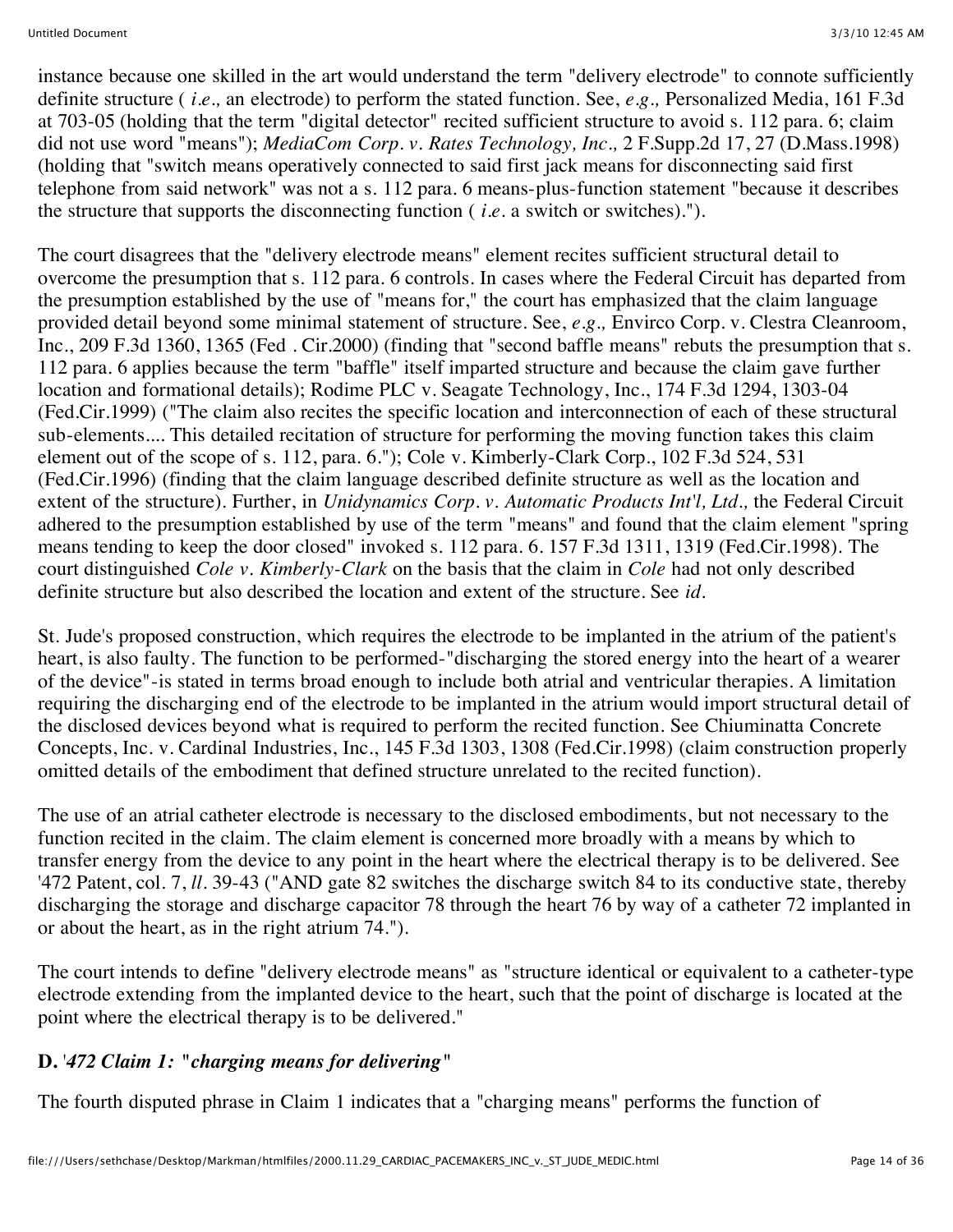instance because one skilled in the art would understand the term "delivery electrode" to connote sufficiently definite structure ( *i.e.,* an electrode) to perform the stated function. See, *e.g.,* Personalized Media, 161 F.3d at 703-05 (holding that the term "digital detector" recited sufficient structure to avoid s. 112 para. 6; claim did not use word "means"); *MediaCom Corp. v. Rates Technology, Inc.,* 2 F.Supp.2d 17, 27 (D.Mass.1998) (holding that "switch means operatively connected to said first jack means for disconnecting said first telephone from said network" was not a s. 112 para. 6 means-plus-function statement "because it describes the structure that supports the disconnecting function ( *i.e.* a switch or switches).").

The court disagrees that the "delivery electrode means" element recites sufficient structural detail to overcome the presumption that s. 112 para. 6 controls. In cases where the Federal Circuit has departed from the presumption established by the use of "means for," the court has emphasized that the claim language provided detail beyond some minimal statement of structure. See, *e.g.,* Envirco Corp. v. Clestra Cleanroom, Inc., 209 F.3d 1360, 1365 (Fed . Cir.2000) (finding that "second baffle means" rebuts the presumption that s. 112 para. 6 applies because the term "baffle" itself imparted structure and because the claim gave further location and formational details); Rodime PLC v. Seagate Technology, Inc., 174 F.3d 1294, 1303-04 (Fed.Cir.1999) ("The claim also recites the specific location and interconnection of each of these structural sub-elements.... This detailed recitation of structure for performing the moving function takes this claim element out of the scope of s. 112, para. 6."); Cole v. Kimberly-Clark Corp., 102 F.3d 524, 531 (Fed.Cir.1996) (finding that the claim language described definite structure as well as the location and extent of the structure). Further, in *Unidynamics Corp. v. Automatic Products Int'l, Ltd.,* the Federal Circuit adhered to the presumption established by use of the term "means" and found that the claim element "spring means tending to keep the door closed" invoked s. 112 para. 6. 157 F.3d 1311, 1319 (Fed.Cir.1998). The court distinguished *Cole v. Kimberly-Clark* on the basis that the claim in *Cole* had not only described definite structure but also described the location and extent of the structure. See *id.*

St. Jude's proposed construction, which requires the electrode to be implanted in the atrium of the patient's heart, is also faulty. The function to be performed-"discharging the stored energy into the heart of a wearer of the device"-is stated in terms broad enough to include both atrial and ventricular therapies. A limitation requiring the discharging end of the electrode to be implanted in the atrium would import structural detail of the disclosed devices beyond what is required to perform the recited function. See Chiuminatta Concrete Concepts, Inc. v. Cardinal Industries, Inc., 145 F.3d 1303, 1308 (Fed.Cir.1998) (claim construction properly omitted details of the embodiment that defined structure unrelated to the recited function).

The use of an atrial catheter electrode is necessary to the disclosed embodiments, but not necessary to the function recited in the claim. The claim element is concerned more broadly with a means by which to transfer energy from the device to any point in the heart where the electrical therapy is to be delivered. See '472 Patent, col. 7, *ll.* 39-43 ("AND gate 82 switches the discharge switch 84 to its conductive state, thereby discharging the storage and discharge capacitor 78 through the heart 76 by way of a catheter 72 implanted in or about the heart, as in the right atrium 74.").

The court intends to define "delivery electrode means" as "structure identical or equivalent to a catheter-type electrode extending from the implanted device to the heart, such that the point of discharge is located at the point where the electrical therapy is to be delivered."

### D. *'472 Claim 1: "charging means for delivering"*

The fourth disputed phrase in Claim 1 indicates that a "charging means" performs the function of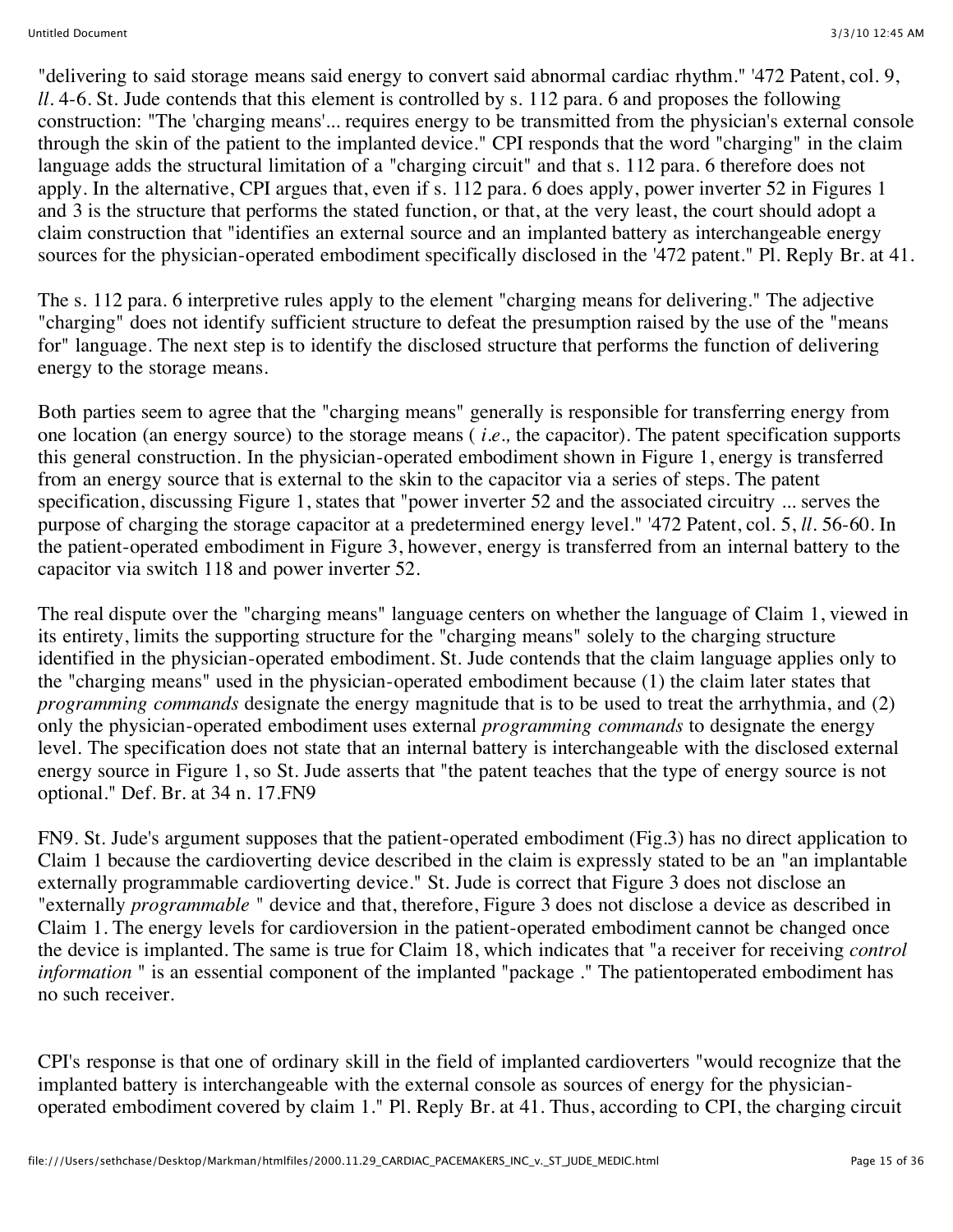"delivering to said storage means said energy to convert said abnormal cardiac rhythm." '472 Patent, col. 9, *ll.* 4-6. St. Jude contends that this element is controlled by s. 112 para. 6 and proposes the following construction: "The 'charging means'... requires energy to be transmitted from the physician's external console through the skin of the patient to the implanted device." CPI responds that the word "charging" in the claim language adds the structural limitation of a "charging circuit" and that s. 112 para. 6 therefore does not apply. In the alternative, CPI argues that, even if s. 112 para. 6 does apply, power inverter 52 in Figures 1 and 3 is the structure that performs the stated function, or that, at the very least, the court should adopt a claim construction that "identifies an external source and an implanted battery as interchangeable energy sources for the physician-operated embodiment specifically disclosed in the '472 patent." Pl. Reply Br. at 41.

The s. 112 para. 6 interpretive rules apply to the element "charging means for delivering." The adjective "charging" does not identify sufficient structure to defeat the presumption raised by the use of the "means for" language. The next step is to identify the disclosed structure that performs the function of delivering energy to the storage means.

Both parties seem to agree that the "charging means" generally is responsible for transferring energy from one location (an energy source) to the storage means ( *i.e.,* the capacitor). The patent specification supports this general construction. In the physician-operated embodiment shown in Figure 1, energy is transferred from an energy source that is external to the skin to the capacitor via a series of steps. The patent specification, discussing Figure 1, states that "power inverter 52 and the associated circuitry ... serves the purpose of charging the storage capacitor at a predetermined energy level." '472 Patent, col. 5, *ll.* 56-60. In the patient-operated embodiment in Figure 3, however, energy is transferred from an internal battery to the capacitor via switch 118 and power inverter 52.

The real dispute over the "charging means" language centers on whether the language of Claim 1, viewed in its entirety, limits the supporting structure for the "charging means" solely to the charging structure identified in the physician-operated embodiment. St. Jude contends that the claim language applies only to the "charging means" used in the physician-operated embodiment because (1) the claim later states that *programming commands* designate the energy magnitude that is to be used to treat the arrhythmia, and (2) only the physician-operated embodiment uses external *programming commands* to designate the energy level. The specification does not state that an internal battery is interchangeable with the disclosed external energy source in Figure 1, so St. Jude asserts that "the patent teaches that the type of energy source is not optional." Def. Br. at 34 n. 17.FN9

FN9. St. Jude's argument supposes that the patient-operated embodiment (Fig.3) has no direct application to Claim 1 because the cardioverting device described in the claim is expressly stated to be an "an implantable externally programmable cardioverting device." St. Jude is correct that Figure 3 does not disclose an "externally *programmable* " device and that, therefore, Figure 3 does not disclose a device as described in Claim 1. The energy levels for cardioversion in the patient-operated embodiment cannot be changed once the device is implanted. The same is true for Claim 18, which indicates that "a receiver for receiving *control information* " is an essential component of the implanted "package ." The patientoperated embodiment has no such receiver.

CPI's response is that one of ordinary skill in the field of implanted cardioverters "would recognize that the implanted battery is interchangeable with the external console as sources of energy for the physician-operated embodiment covered by claim 1." Pl. Reply Br. at 41. Thus, according to CPI, the charging circuit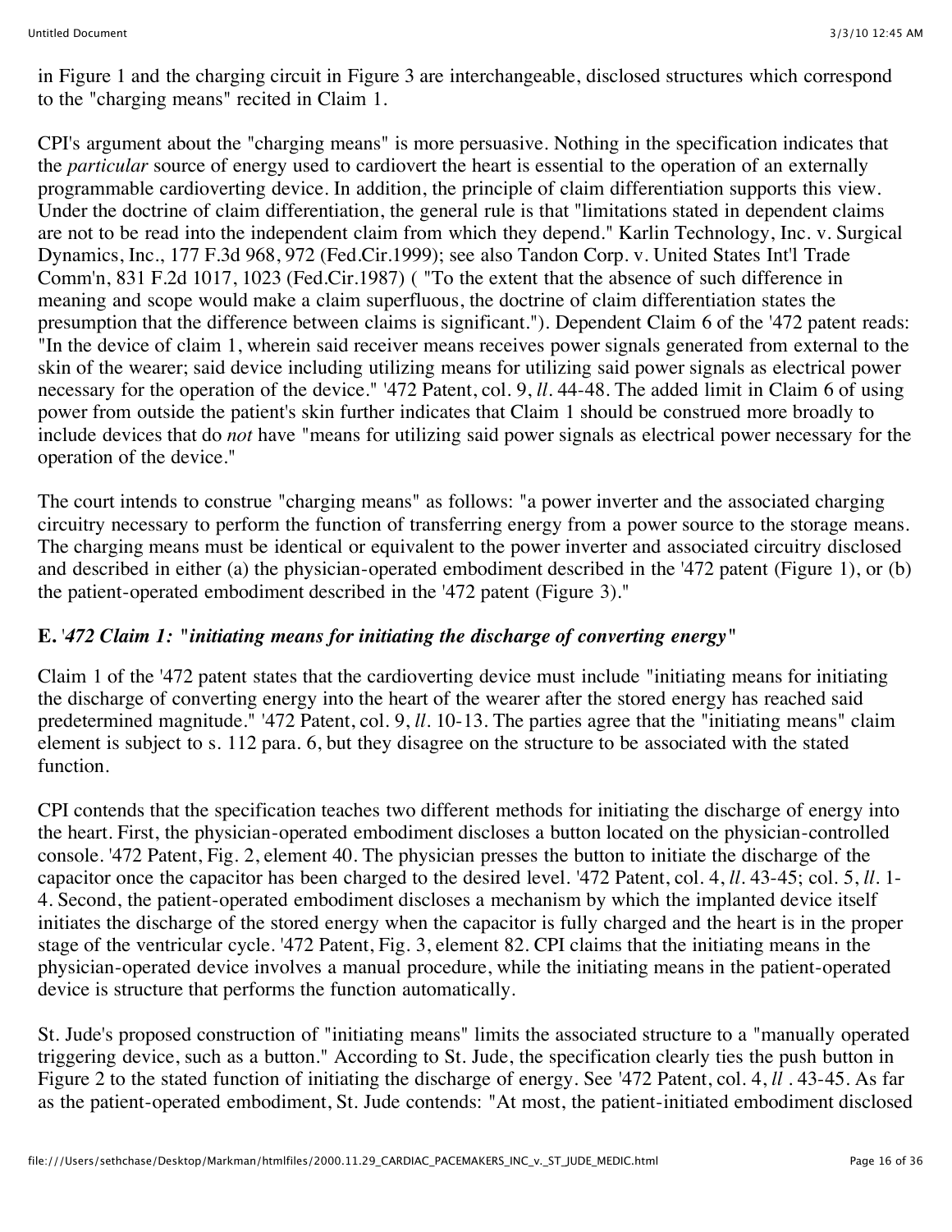in Figure 1 and the charging circuit in Figure 3 are interchangeable, disclosed structures which correspond to the "charging means" recited in Claim 1.

CPI's argument about the "charging means" is more persuasive. Nothing in the specification indicates that the *particular* source of energy used to cardiovert the heart is essential to the operation of an externally programmable cardioverting device. In addition, the principle of claim differentiation supports this view. Under the doctrine of claim differentiation, the general rule is that "limitations stated in dependent claims are not to be read into the independent claim from which they depend." Karlin Technology, Inc. v. Surgical Dynamics, Inc., 177 F.3d 968, 972 (Fed.Cir.1999); see also Tandon Corp. v. United States Int'l Trade Comm'n, 831 F.2d 1017, 1023 (Fed.Cir.1987) ( "To the extent that the absence of such difference in meaning and scope would make a claim superfluous, the doctrine of claim differentiation states the presumption that the difference between claims is significant."). Dependent Claim 6 of the '472 patent reads: "In the device of claim 1, wherein said receiver means receives power signals generated from external to the skin of the wearer; said device including utilizing means for utilizing said power signals as electrical power necessary for the operation of the device." '472 Patent, col. 9, *ll.* 44-48. The added limit in Claim 6 of using power from outside the patient's skin further indicates that Claim 1 should be construed more broadly to include devices that do *not* have "means for utilizing said power signals as electrical power necessary for the operation of the device."

The court intends to construe "charging means" as follows: "a power inverter and the associated charging circuitry necessary to perform the function of transferring energy from a power source to the storage means. The charging means must be identical or equivalent to the power inverter and associated circuitry disclosed and described in either (a) the physician-operated embodiment described in the '472 patent (Figure 1), or (b) the patient-operated embodiment described in the '472 patent (Figure 3)."

### E. '*472 Claim 1: "initiating means for initiating the discharge of converting energy"*

Claim 1 of the '472 patent states that the cardioverting device must include "initiating means for initiating the discharge of converting energy into the heart of the wearer after the stored energy has reached said predetermined magnitude." '472 Patent, col. 9, *ll.* 10-13. The parties agree that the "initiating means" claim element is subject to s. 112 para. 6, but they disagree on the structure to be associated with the stated function.

CPI contends that the specification teaches two different methods for initiating the discharge of energy into the heart. First, the physician-operated embodiment discloses a button located on the physician-controlled console. '472 Patent, Fig. 2, element 40. The physician presses the button to initiate the discharge of the capacitor once the capacitor has been charged to the desired level. '472 Patent, col. 4, *ll.* 43-45; col. 5, *ll.* 1-4. Second, the patient-operated embodiment discloses a mechanism by which the implanted device itself initiates the discharge of the stored energy when the capacitor is fully charged and the heart is in the proper stage of the ventricular cycle. '472 Patent, Fig. 3, element 82. CPI claims that the initiating means in the physician-operated device involves a manual procedure, while the initiating means in the patient-operated device is structure that performs the function automatically.

St. Jude's proposed construction of "initiating means" limits the associated structure to a "manually operated triggering device, such as a button." According to St. Jude, the specification clearly ties the push button in Figure 2 to the stated function of initiating the discharge of energy. See '472 Patent, col. 4, *ll* . 43-45. As far as the patient-operated embodiment, St. Jude contends: "At most, the patient-initiated embodiment disclosed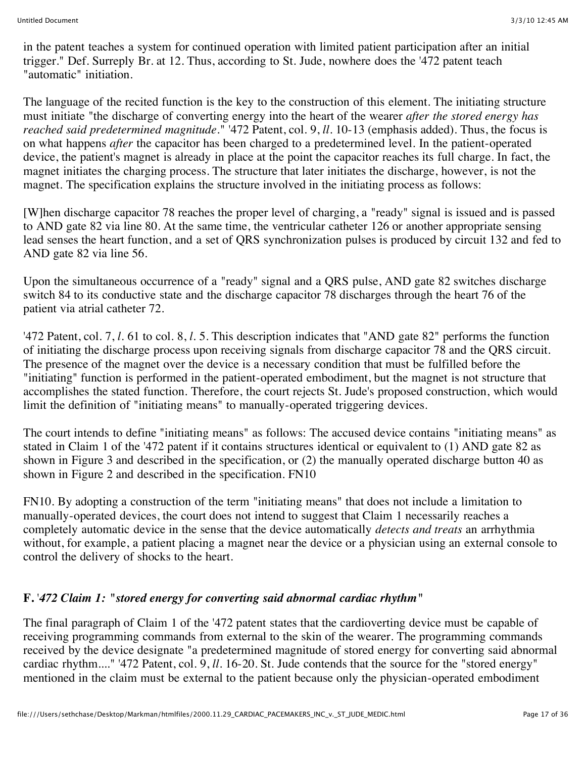in the patent teaches a system for continued operation with limited patient participation after an initial trigger." Def. Surreply Br. at 12. Thus, according to St. Jude, nowhere does the '472 patent teach "automatic" initiation.

The language of the recited function is the key to the construction of this element. The initiating structure must initiate "the discharge of converting energy into the heart of the wearer *after the stored energy has reached said predetermined magnitude*." '472 Patent, col. 9, *ll*. 10-13 (emphasis added). Thus, the focus is on what happens *after* the capacitor has been charged to a predetermined level. In the patient-operated device, the patient's magnet is already in place at the point the capacitor reaches its full charge. In fact, the magnet initiates the charging process. The structure that later initiates the discharge, however, is not the magnet. The specification explains the structure involved in the initiating process as follows:

[W]hen discharge capacitor 78 reaches the proper level of charging, a "ready" signal is issued and is passed to AND gate 82 via line 80. At the same time, the ventricular catheter 126 or another appropriate sensing lead senses the heart function, and a set of QRS synchronization pulses is produced by circuit 132 and fed to AND gate 82 via line 56.

Upon the simultaneous occurrence of a "ready" signal and a QRS pulse, AND gate 82 switches discharge switch 84 to its conductive state and the discharge capacitor 78 discharges through the heart 76 of the patient via atrial catheter 72.

'472 Patent, col. 7, *l*. 61 to col. 8, *l*. 5. This description indicates that "AND gate 82" performs the function of initiating the discharge process upon receiving signals from discharge capacitor 78 and the QRS circuit. The presence of the magnet over the device is a necessary condition that must be fulfilled before the "initiating" function is performed in the patient-operated embodiment, but the magnet is not structure that accomplishes the stated function. Therefore, the court rejects St. Jude's proposed construction, which would limit the definition of "initiating means" to manually-operated triggering devices.

The court intends to define "initiating means" as follows: The accused device contains "initiating means" as stated in Claim 1 of the '472 patent if it contains structures identical or equivalent to (1) AND gate 82 as shown in Figure 3 and described in the specification, or (2) the manually operated discharge button 40 as shown in Figure 2 and described in the specification. FN10

FN10. By adopting a construction of the term "initiating means" that does not include a limitation to manually-operated devices, the court does not intend to suggest that Claim 1 necessarily reaches a completely automatic device in the sense that the device automatically *detects and treats* an arrhythmia without, for example, a patient placing a magnet near the device or a physician using an external console to control the delivery of shocks to the heart.

### F. *'472 Claim 1: "stored energy for converting said abnormal cardiac rhythm"*

The final paragraph of Claim 1 of the '472 patent states that the cardioverting device must be capable of receiving programming commands from external to the skin of the wearer. The programming commands received by the device designate "a predetermined magnitude of stored energy for converting said abnormal cardiac rhythm...." '472 Patent, col. 9, *ll*. 16-20. St. Jude contends that the source for the "stored energy" mentioned in the claim must be external to the patient because only the physician-operated embodiment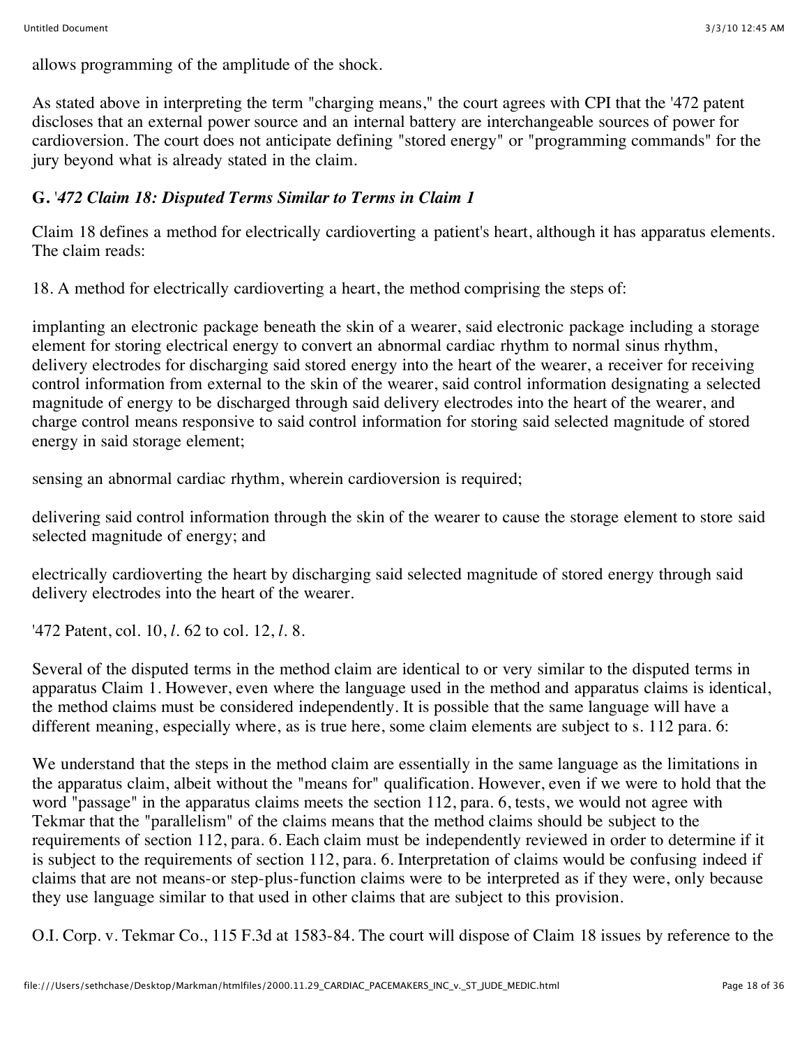allows programming of the amplitude of the shock.

As stated above in interpreting the term "charging means," the court agrees with CPI that the '472 patent discloses that an external power source and an internal battery are interchangeable sources of power for cardioversion. The court does not anticipate defining "stored energy" or "programming commands" for the jury beyond what is already stated in the claim.

### G. *'472 Claim 18: Disputed Terms Similar to Terms in Claim 1*

Claim 18 defines a method for electrically cardioverting a patient's heart, although it has apparatus elements. The claim reads:

18. A method for electrically cardioverting a heart, the method comprising the steps of:

implanting an electronic package beneath the skin of a wearer, said electronic package including a storage element for storing electrical energy to convert an abnormal cardiac rhythm to normal sinus rhythm, delivery electrodes for discharging said stored energy into the heart of the wearer, a receiver for receiving control information from external to the skin of the wearer, said control information designating a selected magnitude of energy to be discharged through said delivery electrodes into the heart of the wearer, and charge control means responsive to said control information for storing said selected magnitude of stored energy in said storage element;

sensing an abnormal cardiac rhythm, wherein cardioversion is required;

delivering said control information through the skin of the wearer to cause the storage element to store said selected magnitude of energy; and

electrically cardioverting the heart by discharging said selected magnitude of stored energy through said delivery electrodes into the heart of the wearer.

'472 Patent, col. 10, *l.* 62 to col. 12, *l.* 8.

Several of the disputed terms in the method claim are identical to or very similar to the disputed terms in apparatus Claim 1. However, even where the language used in the method and apparatus claims is identical, the method claims must be considered independently. It is possible that the same language will have a different meaning, especially where, as is true here, some claim elements are subject to s. 112 para. 6:

We understand that the steps in the method claim are essentially in the same language as the limitations in the apparatus claim, albeit without the "means for" qualification. However, even if we were to hold that the word "passage" in the apparatus claims meets the section 112, para. 6, tests, we would not agree with Tekmar that the "parallelism" of the claims means that the method claims should be subject to the requirements of section 112, para. 6. Each claim must be independently reviewed in order to determine if it is subject to the requirements of section 112, para. 6. Interpretation of claims would be confusing indeed if claims that are not means-or step-plus-function claims were to be interpreted as if they were, only because they use language similar to that used in other claims that are subject to this provision.

O.I. Corp. v. Tekmar Co., 115 F.3d at 1583-84. The court will dispose of Claim 18 issues by reference to the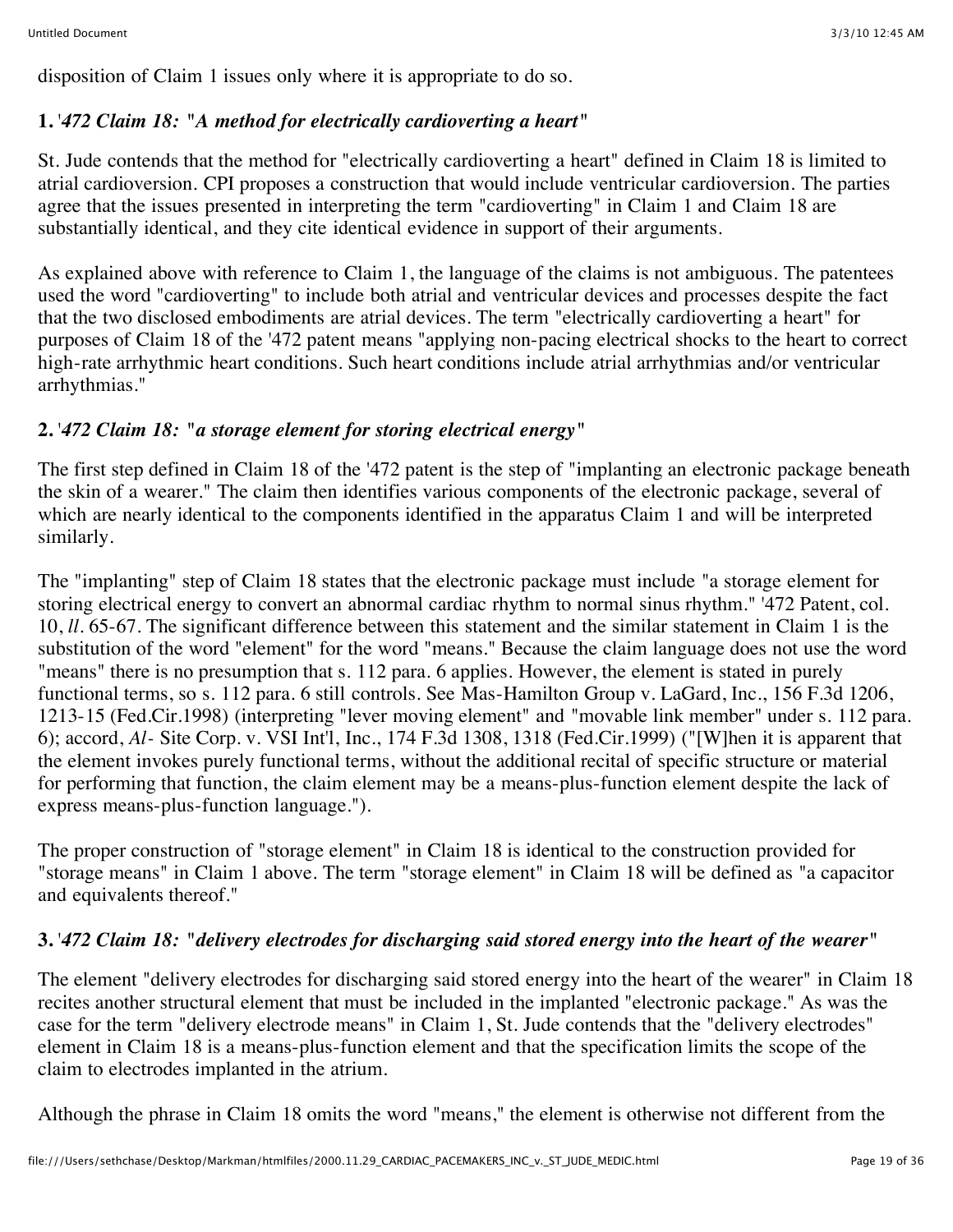disposition of Claim 1 issues only where it is appropriate to do so.

### 1. *'472 Claim 18: "A method for electrically cardioverting a heart"*

St. Jude contends that the method for "electrically cardioverting a heart" defined in Claim 18 is limited to atrial cardioversion. CPI proposes a construction that would include ventricular cardioversion. The parties agree that the issues presented in interpreting the term "cardioverting" in Claim 1 and Claim 18 are substantially identical, and they cite identical evidence in support of their arguments.

As explained above with reference to Claim 1, the language of the claims is not ambiguous. The patentees used the word "cardioverting" to include both atrial and ventricular devices and processes despite the fact that the two disclosed embodiments are atrial devices. The term "electrically cardioverting a heart" for purposes of Claim 18 of the '472 patent means "applying non-pacing electrical shocks to the heart to correct high-rate arrhythmic heart conditions. Such heart conditions include atrial arrhythmias and/or ventricular arrhythmias."

### 2. *'472 Claim 18: "a storage element for storing electrical energy"*

The first step defined in Claim 18 of the '472 patent is the step of "implanting an electronic package beneath the skin of a wearer." The claim then identifies various components of the electronic package, several of which are nearly identical to the components identified in the apparatus Claim 1 and will be interpreted similarly.

The "implanting" step of Claim 18 states that the electronic package must include "a storage element for storing electrical energy to convert an abnormal cardiac rhythm to normal sinus rhythm." '472 Patent, col. 10, *ll*. 65-67. The significant difference between this statement and the similar statement in Claim 1 is the substitution of the word "element" for the word "means." Because the claim language does not use the word "means" there is no presumption that s. 112 para. 6 applies. However, the element is stated in purely functional terms, so s. 112 para. 6 still controls. See Mas-Hamilton Group v. LaGard, Inc., 156 F.3d 1206, 1213-15 (Fed.Cir.1998) (interpreting "lever moving element" and "movable link member" under s. 112 para. 6); accord, *Al-* Site Corp. v. VSI Int'l, Inc., 174 F.3d 1308, 1318 (Fed.Cir.1999) ("[W]hen it is apparent that the element invokes purely functional terms, without the additional recital of specific structure or material for performing that function, the claim element may be a means-plus-function element despite the lack of express means-plus-function language.").

The proper construction of "storage element" in Claim 18 is identical to the construction provided for "storage means" in Claim 1 above. The term "storage element" in Claim 18 will be defined as "a capacitor and equivalents thereof."

### 3. *'472 Claim 18: "delivery electrodes for discharging said stored energy into the heart of the wearer"*

The element "delivery electrodes for discharging said stored energy into the heart of the wearer" in Claim 18 recites another structural element that must be included in the implanted "electronic package." As was the case for the term "delivery electrode means" in Claim 1, St. Jude contends that the "delivery electrodes" element in Claim 18 is a means-plus-function element and that the specification limits the scope of the claim to electrodes implanted in the atrium.

Although the phrase in Claim 18 omits the word "means," the element is otherwise not different from the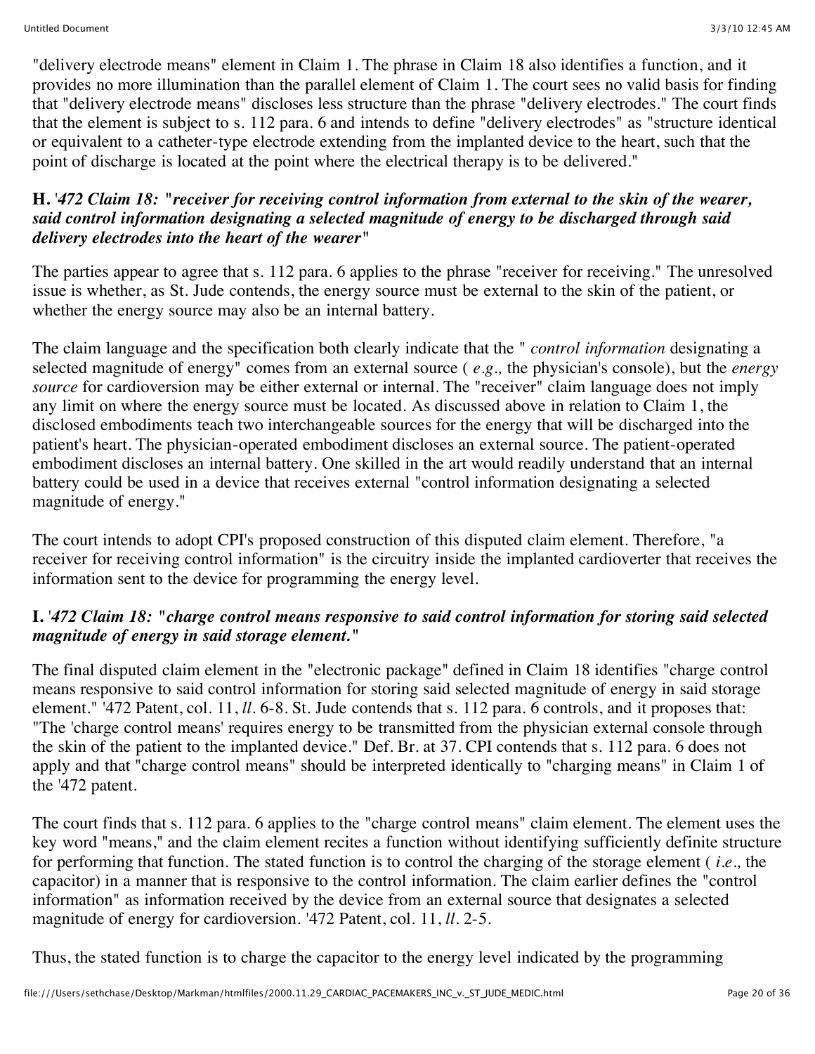"delivery electrode means" element in Claim 1. The phrase in Claim 18 also identifies a function, and it provides no more illumination than the parallel element of Claim 1. The court sees no valid basis for finding that "delivery electrode means" discloses less structure than the phrase "delivery electrodes." The court finds that the element is subject to s. 112 para. 6 and intends to define "delivery electrodes" as "structure identical or equivalent to a catheter-type electrode extending from the implanted device to the heart, such that the point of discharge is located at the point where the electrical therapy is to be delivered."

### H. *'472 Claim 18: "receiver for receiving control information from external to the skin of the wearer, said control information designating a selected magnitude of energy to be discharged through said delivery electrodes into the heart of the wearer"*

The parties appear to agree that s. 112 para. 6 applies to the phrase "receiver for receiving." The unresolved issue is whether, as St. Jude contends, the energy source must be external to the skin of the patient, or whether the energy source may also be an internal battery.

The claim language and the specification both clearly indicate that the " *control information* designating a selected magnitude of energy" comes from an external source ( *e.g.,* the physician's console), but the *energy source* for cardioversion may be either external or internal. The "receiver" claim language does not imply any limit on where the energy source must be located. As discussed above in relation to Claim 1, the disclosed embodiments teach two interchangeable sources for the energy that will be discharged into the patient's heart. The physician-operated embodiment discloses an external source. The patient-operated embodiment discloses an internal battery. One skilled in the art would readily understand that an internal battery could be used in a device that receives external "control information designating a selected magnitude of energy."

The court intends to adopt CPI's proposed construction of this disputed claim element. Therefore, "a receiver for receiving control information" is the circuitry inside the implanted cardioverter that receives the information sent to the device for programming the energy level.

### I. *'472 Claim 18: "charge control means responsive to said control information for storing said selected magnitude of energy in said storage element."*

The final disputed claim element in the "electronic package" defined in Claim 18 identifies "charge control means responsive to said control information for storing said selected magnitude of energy in said storage element." '472 Patent, col. 11, *ll.* 6-8. St. Jude contends that s. 112 para. 6 controls, and it proposes that: "The 'charge control means' requires energy to be transmitted from the physician external console through the skin of the patient to the implanted device." Def. Br. at 37. CPI contends that s. 112 para. 6 does not apply and that "charge control means" should be interpreted identically to "charging means" in Claim 1 of the '472 patent.

The court finds that s. 112 para. 6 applies to the "charge control means" claim element. The element uses the key word "means," and the claim element recites a function without identifying sufficiently definite structure for performing that function. The stated function is to control the charging of the storage element ( *i.e.,* the capacitor) in a manner that is responsive to the control information. The claim earlier defines the "control information" as information received by the device from an external source that designates a selected magnitude of energy for cardioversion. '472 Patent, col. 11, *ll.* 2-5.

Thus, the stated function is to charge the capacitor to the energy level indicated by the programming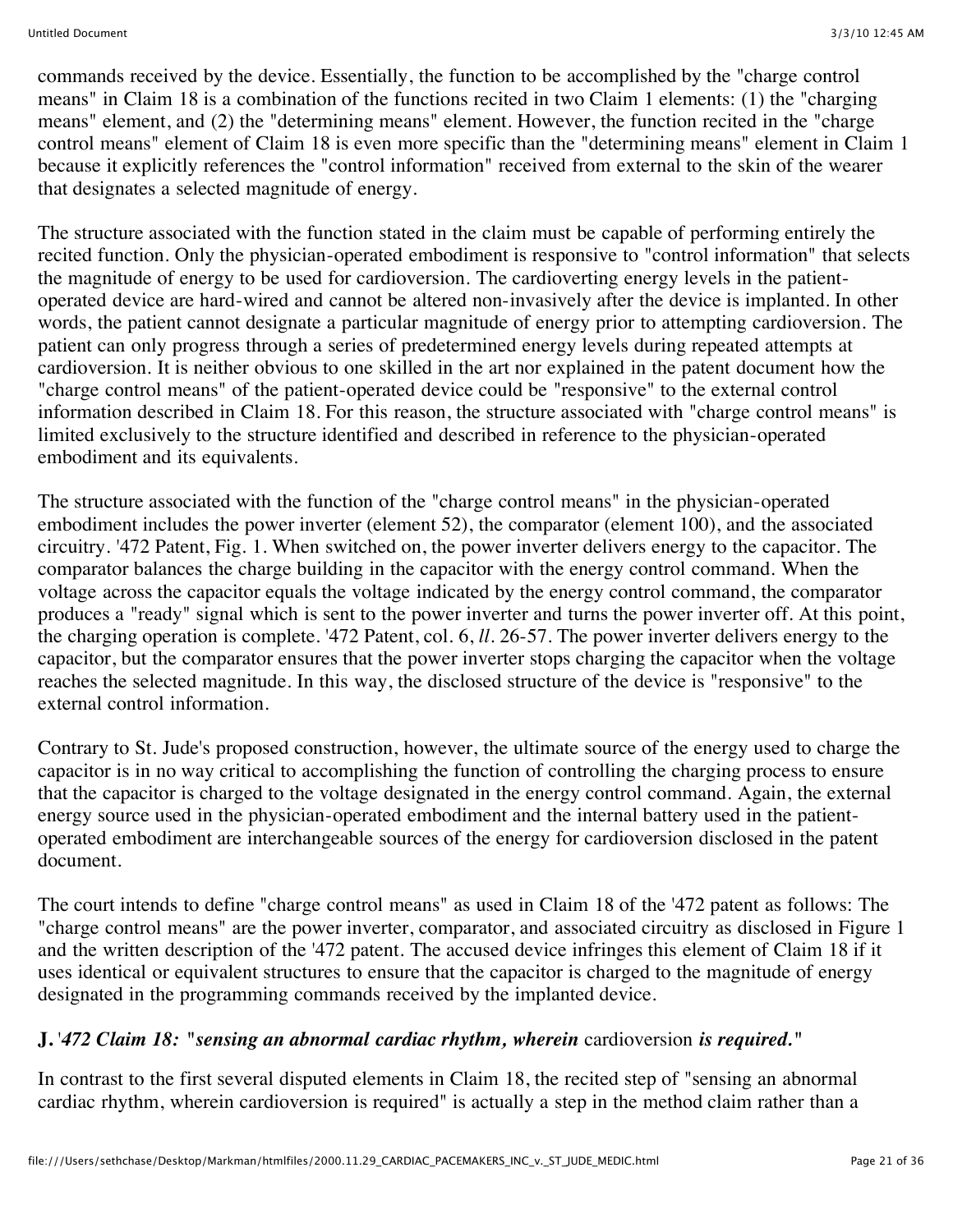commands received by the device. Essentially, the function to be accomplished by the "charge control means" in Claim 18 is a combination of the functions recited in two Claim 1 elements: (1) the "charging means" element, and (2) the "determining means" element. However, the function recited in the "charge control means" element of Claim 18 is even more specific than the "determining means" element in Claim 1 because it explicitly references the "control information" received from external to the skin of the wearer that designates a selected magnitude of energy.

The structure associated with the function stated in the claim must be capable of performing entirely the recited function. Only the physician-operated embodiment is responsive to "control information" that selects the magnitude of energy to be used for cardioversion. The cardioverting energy levels in the patient-operated device are hard-wired and cannot be altered non-invasively after the device is implanted. In other words, the patient cannot designate a particular magnitude of energy prior to attempting cardioversion. The patient can only progress through a series of predetermined energy levels during repeated attempts at cardioversion. It is neither obvious to one skilled in the art nor explained in the patent document how the "charge control means" of the patient-operated device could be "responsive" to the external control information described in Claim 18. For this reason, the structure associated with "charge control means" is limited exclusively to the structure identified and described in reference to the physician-operated embodiment and its equivalents.

The structure associated with the function of the "charge control means" in the physician-operated embodiment includes the power inverter (element 52), the comparator (element 100), and the associated circuitry. '472 Patent, Fig. 1. When switched on, the power inverter delivers energy to the capacitor. The comparator balances the charge building in the capacitor with the energy control command. When the voltage across the capacitor equals the voltage indicated by the energy control command, the comparator produces a "ready" signal which is sent to the power inverter and turns the power inverter off. At this point, the charging operation is complete. '472 Patent, col. 6, *ll*. 26-57. The power inverter delivers energy to the capacitor, but the comparator ensures that the power inverter stops charging the capacitor when the voltage reaches the selected magnitude. In this way, the disclosed structure of the device is "responsive" to the external control information.

Contrary to St. Jude's proposed construction, however, the ultimate source of the energy used to charge the capacitor is in no way critical to accomplishing the function of controlling the charging process to ensure that the capacitor is charged to the voltage designated in the energy control command. Again, the external energy source used in the physician-operated embodiment and the internal battery used in the patient-operated embodiment are interchangeable sources of the energy for cardioversion disclosed in the patent document.

The court intends to define "charge control means" as used in Claim 18 of the '472 patent as follows: The "charge control means" are the power inverter, comparator, and associated circuitry as disclosed in Figure 1 and the written description of the '472 patent. The accused device infringes this element of Claim 18 if it uses identical or equivalent structures to ensure that the capacitor is charged to the magnitude of energy designated in the programming commands received by the implanted device.

### J. *'472 Claim 18: "sensing an abnormal cardiac rhythm, wherein* cardioversion *is required."*

In contrast to the first several disputed elements in Claim 18, the recited step of "sensing an abnormal cardiac rhythm, wherein cardioversion is required" is actually a step in the method claim rather than a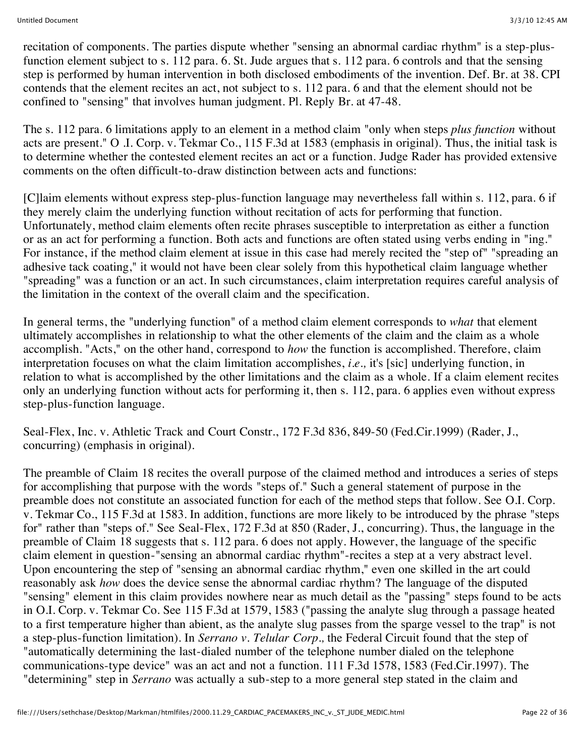recitation of components. The parties dispute whether "sensing an abnormal cardiac rhythm" is a step-plus-function element subject to s. 112 para. 6. St. Jude argues that s. 112 para. 6 controls and that the sensing step is performed by human intervention in both disclosed embodiments of the invention. Def. Br. at 38. CPI contends that the element recites an act, not subject to s. 112 para. 6 and that the element should not be confined to "sensing" that involves human judgment. Pl. Reply Br. at 47-48.

The s. 112 para. 6 limitations apply to an element in a method claim "only when steps *plus function* without acts are present." O .I. Corp. v. Tekmar Co., 115 F.3d at 1583 (emphasis in original). Thus, the initial task is to determine whether the contested element recites an act or a function. Judge Rader has provided extensive comments on the often difficult-to-draw distinction between acts and functions:

[C]laim elements without express step-plus-function language may nevertheless fall within s. 112, para. 6 if they merely claim the underlying function without recitation of acts for performing that function. Unfortunately, method claim elements often recite phrases susceptible to interpretation as either a function or as an act for performing a function. Both acts and functions are often stated using verbs ending in "ing." For instance, if the method claim element at issue in this case had merely recited the "step of" "spreading an adhesive tack coating," it would not have been clear solely from this hypothetical claim language whether "spreading" was a function or an act. In such circumstances, claim interpretation requires careful analysis of the limitation in the context of the overall claim and the specification.

In general terms, the "underlying function" of a method claim element corresponds to *what* that element ultimately accomplishes in relationship to what the other elements of the claim and the claim as a whole accomplish. "Acts," on the other hand, correspond to *how* the function is accomplished. Therefore, claim interpretation focuses on what the claim limitation accomplishes, *i.e.,* it's [sic] underlying function, in relation to what is accomplished by the other limitations and the claim as a whole. If a claim element recites only an underlying function without acts for performing it, then s. 112, para. 6 applies even without express step-plus-function language.

Seal-Flex, Inc. v. Athletic Track and Court Constr., 172 F.3d 836, 849-50 (Fed.Cir.1999) (Rader, J., concurring) (emphasis in original).

The preamble of Claim 18 recites the overall purpose of the claimed method and introduces a series of steps for accomplishing that purpose with the words "steps of." Such a general statement of purpose in the preamble does not constitute an associated function for each of the method steps that follow. See O.I. Corp. v. Tekmar Co., 115 F.3d at 1583. In addition, functions are more likely to be introduced by the phrase "steps for" rather than "steps of." See Seal-Flex, 172 F.3d at 850 (Rader, J., concurring). Thus, the language in the preamble of Claim 18 suggests that s. 112 para. 6 does not apply. However, the language of the specific claim element in question-"sensing an abnormal cardiac rhythm"-recites a step at a very abstract level. Upon encountering the step of "sensing an abnormal cardiac rhythm," even one skilled in the art could reasonably ask *how* does the device sense the abnormal cardiac rhythm? The language of the disputed "sensing" element in this claim provides nowhere near as much detail as the "passing" steps found to be acts in O.I. Corp. v. Tekmar Co. See 115 F.3d at 1579, 1583 ("passing the analyte slug through a passage heated to a first temperature higher than abient, as the analyte slug passes from the sparge vessel to the trap" is not a step-plus-function limitation). In *Serrano v. Telular Corp.,* the Federal Circuit found that the step of "automatically determining the last-dialed number of the telephone number dialed on the telephone communications-type device" was an act and not a function. 111 F.3d 1578, 1583 (Fed.Cir.1997). The "determining" step in *Serrano* was actually a sub-step to a more general step stated in the claim and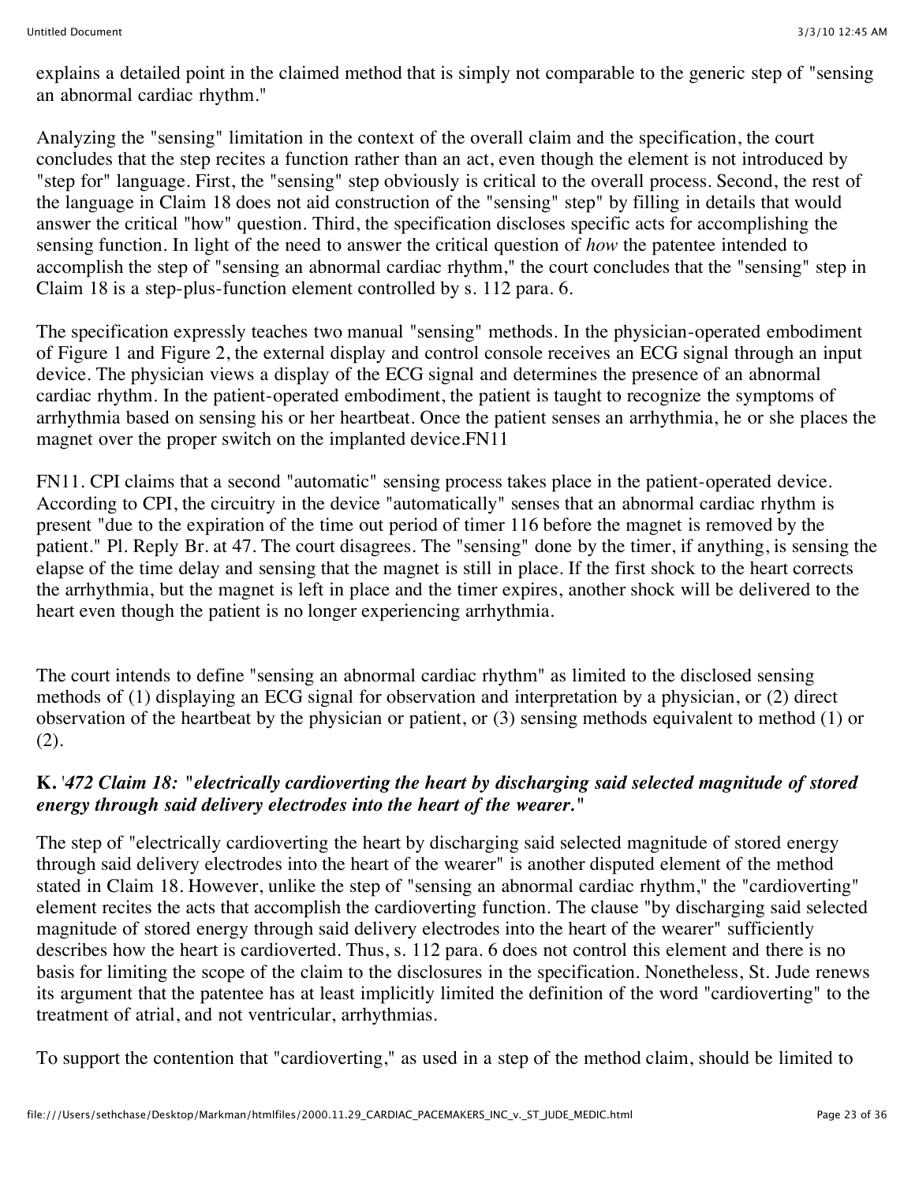explains a detailed point in the claimed method that is simply not comparable to the generic step of "sensing an abnormal cardiac rhythm."

Analyzing the "sensing" limitation in the context of the overall claim and the specification, the court concludes that the step recites a function rather than an act, even though the element is not introduced by "step for" language. First, the "sensing" step obviously is critical to the overall process. Second, the rest of the language in Claim 18 does not aid construction of the "sensing" step" by filling in details that would answer the critical "how" question. Third, the specification discloses specific acts for accomplishing the sensing function. In light of the need to answer the critical question of *how* the patentee intended to accomplish the step of "sensing an abnormal cardiac rhythm," the court concludes that the "sensing" step in Claim 18 is a step-plus-function element controlled by s. 112 para. 6.

The specification expressly teaches two manual "sensing" methods. In the physician-operated embodiment of Figure 1 and Figure 2, the external display and control console receives an ECG signal through an input device. The physician views a display of the ECG signal and determines the presence of an abnormal cardiac rhythm. In the patient-operated embodiment, the patient is taught to recognize the symptoms of arrhythmia based on sensing his or her heartbeat. Once the patient senses an arrhythmia, he or she places the magnet over the proper switch on the implanted device.FN11

FN11. CPI claims that a second "automatic" sensing process takes place in the patient-operated device. According to CPI, the circuitry in the device "automatically" senses that an abnormal cardiac rhythm is present "due to the expiration of the time out period of timer 116 before the magnet is removed by the patient." Pl. Reply Br. at 47. The court disagrees. The "sensing" done by the timer, if anything, is sensing the elapse of the time delay and sensing that the magnet is still in place. If the first shock to the heart corrects the arrhythmia, but the magnet is left in place and the timer expires, another shock will be delivered to the heart even though the patient is no longer experiencing arrhythmia.

The court intends to define "sensing an abnormal cardiac rhythm" as limited to the disclosed sensing methods of (1) displaying an ECG signal for observation and interpretation by a physician, or (2) direct observation of the heartbeat by the physician or patient, or (3) sensing methods equivalent to method (1) or (2).

### K. *'472 Claim 18: "electrically cardioverting the heart by discharging said selected magnitude of stored energy through said delivery electrodes into the heart of the wearer."*

The step of "electrically cardioverting the heart by discharging said selected magnitude of stored energy through said delivery electrodes into the heart of the wearer" is another disputed element of the method stated in Claim 18. However, unlike the step of "sensing an abnormal cardiac rhythm," the "cardioverting" element recites the acts that accomplish the cardioverting function. The clause "by discharging said selected magnitude of stored energy through said delivery electrodes into the heart of the wearer" sufficiently describes how the heart is cardioverted. Thus, s. 112 para. 6 does not control this element and there is no basis for limiting the scope of the claim to the disclosures in the specification. Nonetheless, St. Jude renews its argument that the patentee has at least implicitly limited the definition of the word "cardioverting" to the treatment of atrial, and not ventricular, arrhythmias.

To support the contention that "cardioverting," as used in a step of the method claim, should be limited to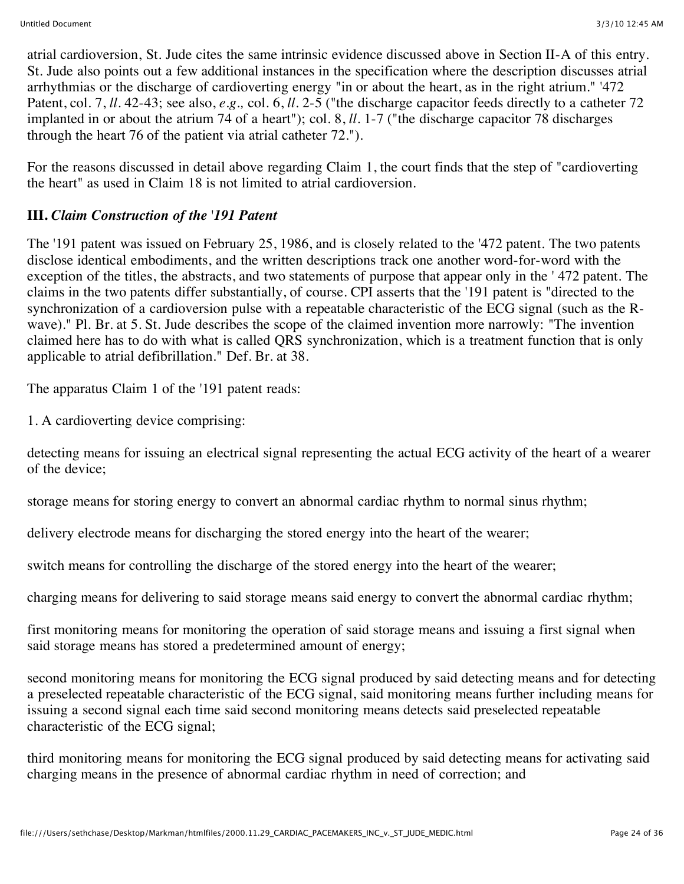atrial cardioversion, St. Jude cites the same intrinsic evidence discussed above in Section II-A of this entry. St. Jude also points out a few additional instances in the specification where the description discusses atrial arrhythmias or the discharge of cardioverting energy "in or about the heart, as in the right atrium." '472 Patent, col. 7, *ll*. 42-43; see also, *e.g.,* col. 6, *ll*. 2-5 ("the discharge capacitor feeds directly to a catheter 72 implanted in or about the atrium 74 of a heart"); col. 8, *ll*. 1-7 ("the discharge capacitor 78 discharges through the heart 76 of the patient via atrial catheter 72.").

For the reasons discussed in detail above regarding Claim 1, the court finds that the step of "cardioverting the heart" as used in Claim 18 is not limited to atrial cardioversion.

### III. *Claim Construction of the '191 Patent*

The '191 patent was issued on February 25, 1986, and is closely related to the '472 patent. The two patents disclose identical embodiments, and the written descriptions track one another word-for-word with the exception of the titles, the abstracts, and two statements of purpose that appear only in the ' 472 patent. The claims in the two patents differ substantially, of course. CPI asserts that the '191 patent is "directed to the synchronization of a cardioversion pulse with a repeatable characteristic of the ECG signal (such as the R-wave)." Pl. Br. at 5. St. Jude describes the scope of the claimed invention more narrowly: "The invention claimed here has to do with what is called QRS synchronization, which is a treatment function that is only applicable to atrial defibrillation." Def. Br. at 38.

The apparatus Claim 1 of the '191 patent reads:

1. A cardioverting device comprising:

detecting means for issuing an electrical signal representing the actual ECG activity of the heart of a wearer of the device;

storage means for storing energy to convert an abnormal cardiac rhythm to normal sinus rhythm;

delivery electrode means for discharging the stored energy into the heart of the wearer;

switch means for controlling the discharge of the stored energy into the heart of the wearer;

charging means for delivering to said storage means said energy to convert the abnormal cardiac rhythm;

first monitoring means for monitoring the operation of said storage means and issuing a first signal when said storage means has stored a predetermined amount of energy;

second monitoring means for monitoring the ECG signal produced by said detecting means and for detecting a preselected repeatable characteristic of the ECG signal, said monitoring means further including means for issuing a second signal each time said second monitoring means detects said preselected repeatable characteristic of the ECG signal;

third monitoring means for monitoring the ECG signal produced by said detecting means for activating said charging means in the presence of abnormal cardiac rhythm in need of correction; and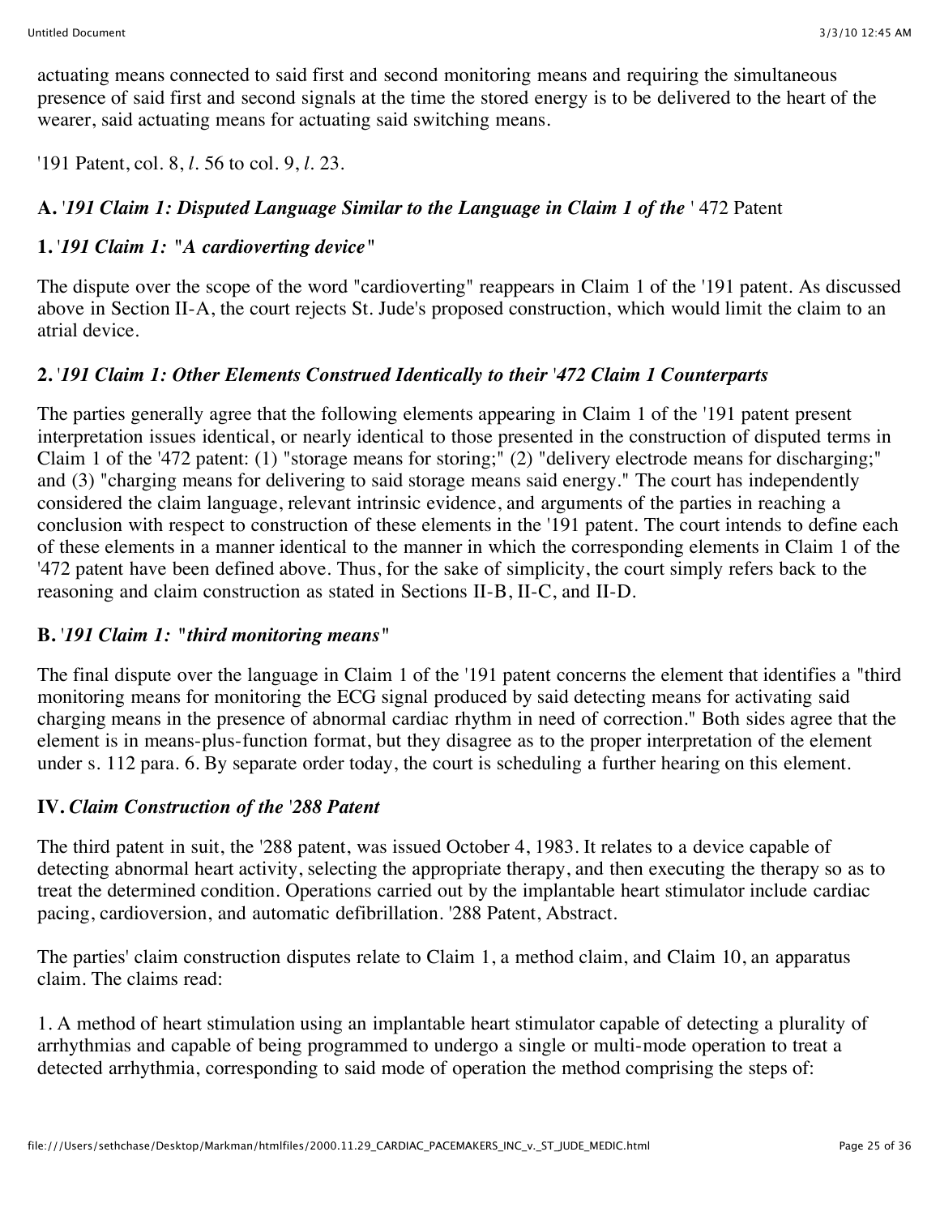actuating means connected to said first and second monitoring means and requiring the simultaneous presence of said first and second signals at the time the stored energy is to be delivered to the heart of the wearer, said actuating means for actuating said switching means.

'191 Patent, col. 8, *l.* 56 to col. 9, *l.* 23.

### A. '*191 Claim 1: Disputed Language Similar to the Language in Claim 1 of the* ' 472 Patent

#### 1. '*191 Claim 1: "A cardioverting device"*

The dispute over the scope of the word "cardioverting" reappears in Claim 1 of the '191 patent. As discussed above in Section II-A, the court rejects St. Jude's proposed construction, which would limit the claim to an atrial device.

#### 2. '*191 Claim 1: Other Elements Construed Identically to their '472 Claim 1 Counterparts*

The parties generally agree that the following elements appearing in Claim 1 of the '191 patent present interpretation issues identical, or nearly identical to those presented in the construction of disputed terms in Claim 1 of the '472 patent: (1) "storage means for storing;" (2) "delivery electrode means for discharging;" and (3) "charging means for delivering to said storage means said energy." The court has independently considered the claim language, relevant intrinsic evidence, and arguments of the parties in reaching a conclusion with respect to construction of these elements in the '191 patent. The court intends to define each of these elements in a manner identical to the manner in which the corresponding elements in Claim 1 of the '472 patent have been defined above. Thus, for the sake of simplicity, the court simply refers back to the reasoning and claim construction as stated in Sections II-B, II-C, and II-D.

### B. '*191 Claim 1: "third monitoring means"*

The final dispute over the language in Claim 1 of the '191 patent concerns the element that identifies a "third monitoring means for monitoring the ECG signal produced by said detecting means for activating said charging means in the presence of abnormal cardiac rhythm in need of correction." Both sides agree that the element is in means-plus-function format, but they disagree as to the proper interpretation of the element under s. 112 para. 6. By separate order today, the court is scheduling a further hearing on this element.

## IV. *Claim Construction of the '288 Patent*

The third patent in suit, the '288 patent, was issued October 4, 1983. It relates to a device capable of detecting abnormal heart activity, selecting the appropriate therapy, and then executing the therapy so as to treat the determined condition. Operations carried out by the implantable heart stimulator include cardiac pacing, cardioversion, and automatic defibrillation. '288 Patent, Abstract.

The parties' claim construction disputes relate to Claim 1, a method claim, and Claim 10, an apparatus claim. The claims read:

1. A method of heart stimulation using an implantable heart stimulator capable of detecting a plurality of arrhythmias and capable of being programmed to undergo a single or multi-mode operation to treat a detected arrhythmia, corresponding to said mode of operation the method comprising the steps of: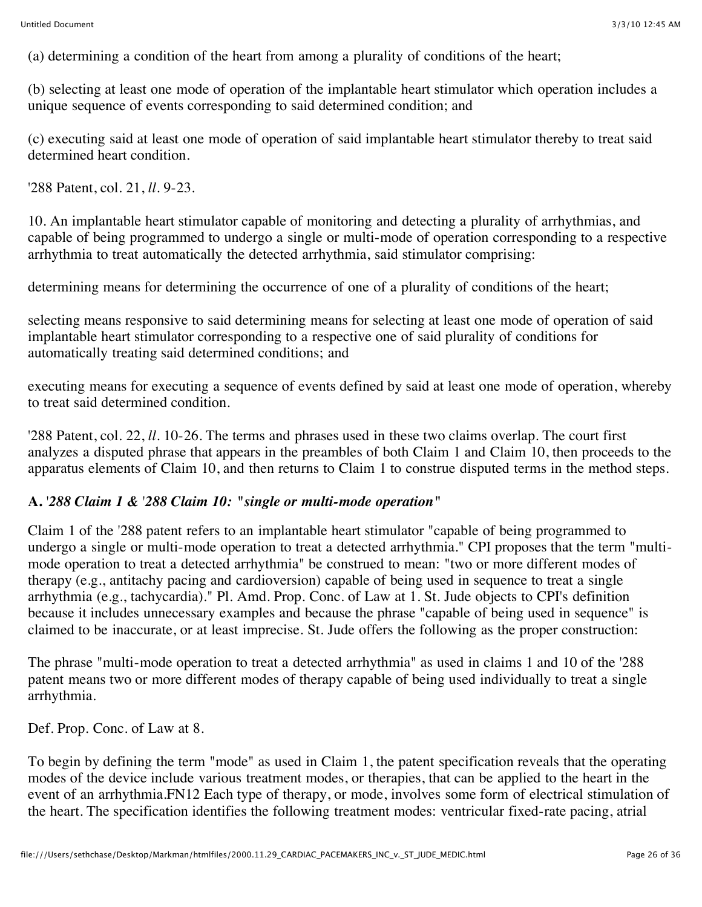(a) determining a condition of the heart from among a plurality of conditions of the heart;

(b) selecting at least one mode of operation of the implantable heart stimulator which operation includes a unique sequence of events corresponding to said determined condition; and

(c) executing said at least one mode of operation of said implantable heart stimulator thereby to treat said determined heart condition.

'288 Patent, col. 21, *ll*. 9-23.

10. An implantable heart stimulator capable of monitoring and detecting a plurality of arrhythmias, and capable of being programmed to undergo a single or multi-mode of operation corresponding to a respective arrhythmia to treat automatically the detected arrhythmia, said stimulator comprising:

determining means for determining the occurrence of one of a plurality of conditions of the heart;

selecting means responsive to said determining means for selecting at least one mode of operation of said implantable heart stimulator corresponding to a respective one of said plurality of conditions for automatically treating said determined conditions; and

executing means for executing a sequence of events defined by said at least one mode of operation, whereby to treat said determined condition.

'288 Patent, col. 22, *ll*. 10-26. The terms and phrases used in these two claims overlap. The court first analyzes a disputed phrase that appears in the preambles of both Claim 1 and Claim 10, then proceeds to the apparatus elements of Claim 10, and then returns to Claim 1 to construe disputed terms in the method steps.

### A. *'288 Claim 1 & '288 Claim 10: "single or multi-mode operation"*

Claim 1 of the '288 patent refers to an implantable heart stimulator "capable of being programmed to undergo a single or multi-mode operation to treat a detected arrhythmia." CPI proposes that the term "multi-mode operation to treat a detected arrhythmia" be construed to mean: "two or more different modes of therapy (e.g., antitachy pacing and cardioversion) capable of being used in sequence to treat a single arrhythmia (e.g., tachycardia)." Pl. Amd. Prop. Conc. of Law at 1. St. Jude objects to CPI's definition because it includes unnecessary examples and because the phrase "capable of being used in sequence" is claimed to be inaccurate, or at least imprecise. St. Jude offers the following as the proper construction:

The phrase "multi-mode operation to treat a detected arrhythmia" as used in claims 1 and 10 of the '288 patent means two or more different modes of therapy capable of being used individually to treat a single arrhythmia.

Def. Prop. Conc. of Law at 8.

To begin by defining the term "mode" as used in Claim 1, the patent specification reveals that the operating modes of the device include various treatment modes, or therapies, that can be applied to the heart in the event of an arrhythmia.FN12 Each type of therapy, or mode, involves some form of electrical stimulation of the heart. The specification identifies the following treatment modes: ventricular fixed-rate pacing, atrial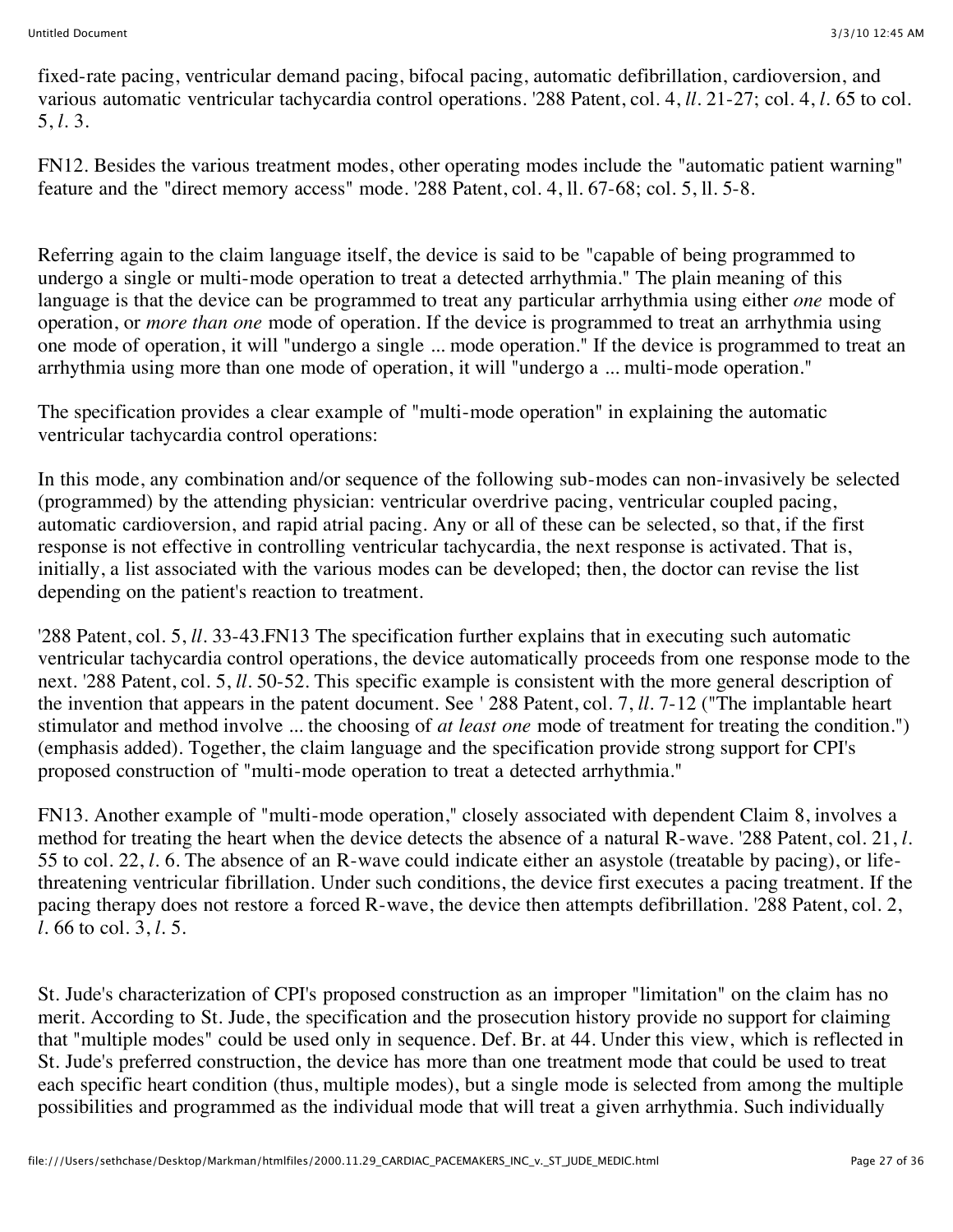fixed-rate pacing, ventricular demand pacing, bifocal pacing, automatic defibrillation, cardioversion, and various automatic ventricular tachycardia control operations. '288 Patent, col. 4, *ll.* 21-27; col. 4, *l.* 65 to col. 5, *l.* 3.

FN12. Besides the various treatment modes, other operating modes include the "automatic patient warning" feature and the "direct memory access" mode. '288 Patent, col. 4, ll. 67-68; col. 5, ll. 5-8.

Referring again to the claim language itself, the device is said to be "capable of being programmed to undergo a single or multi-mode operation to treat a detected arrhythmia." The plain meaning of this language is that the device can be programmed to treat any particular arrhythmia using either *one* mode of operation, or *more than one* mode of operation. If the device is programmed to treat an arrhythmia using one mode of operation, it will "undergo a single ... mode operation." If the device is programmed to treat an arrhythmia using more than one mode of operation, it will "undergo a ... multi-mode operation."

The specification provides a clear example of "multi-mode operation" in explaining the automatic ventricular tachycardia control operations:

In this mode, any combination and/or sequence of the following sub-modes can non-invasively be selected (programmed) by the attending physician: ventricular overdrive pacing, ventricular coupled pacing, automatic cardioversion, and rapid atrial pacing. Any or all of these can be selected, so that, if the first response is not effective in controlling ventricular tachycardia, the next response is activated. That is, initially, a list associated with the various modes can be developed; then, the doctor can revise the list depending on the patient's reaction to treatment.

'288 Patent, col. 5, *ll.* 33-43.FN13 The specification further explains that in executing such automatic ventricular tachycardia control operations, the device automatically proceeds from one response mode to the next. '288 Patent, col. 5, *ll.* 50-52. This specific example is consistent with the more general description of the invention that appears in the patent document. See ' 288 Patent, col. 7, *ll.* 7-12 ("The implantable heart stimulator and method involve ... the choosing of *at least one* mode of treatment for treating the condition.") (emphasis added). Together, the claim language and the specification provide strong support for CPI's proposed construction of "multi-mode operation to treat a detected arrhythmia."

FN13. Another example of "multi-mode operation," closely associated with dependent Claim 8, involves a method for treating the heart when the device detects the absence of a natural R-wave. '288 Patent, col. 21, *l.* 55 to col. 22, *l.* 6. The absence of an R-wave could indicate either an asystole (treatable by pacing), or life-threatening ventricular fibrillation. Under such conditions, the device first executes a pacing treatment. If the pacing therapy does not restore a forced R-wave, the device then attempts defibrillation. '288 Patent, col. 2, *l.* 66 to col. 3, *l.* 5.

St. Jude's characterization of CPI's proposed construction as an improper "limitation" on the claim has no merit. According to St. Jude, the specification and the prosecution history provide no support for claiming that "multiple modes" could be used only in sequence. Def. Br. at 44. Under this view, which is reflected in St. Jude's preferred construction, the device has more than one treatment mode that could be used to treat each specific heart condition (thus, multiple modes), but a single mode is selected from among the multiple possibilities and programmed as the individual mode that will treat a given arrhythmia. Such individually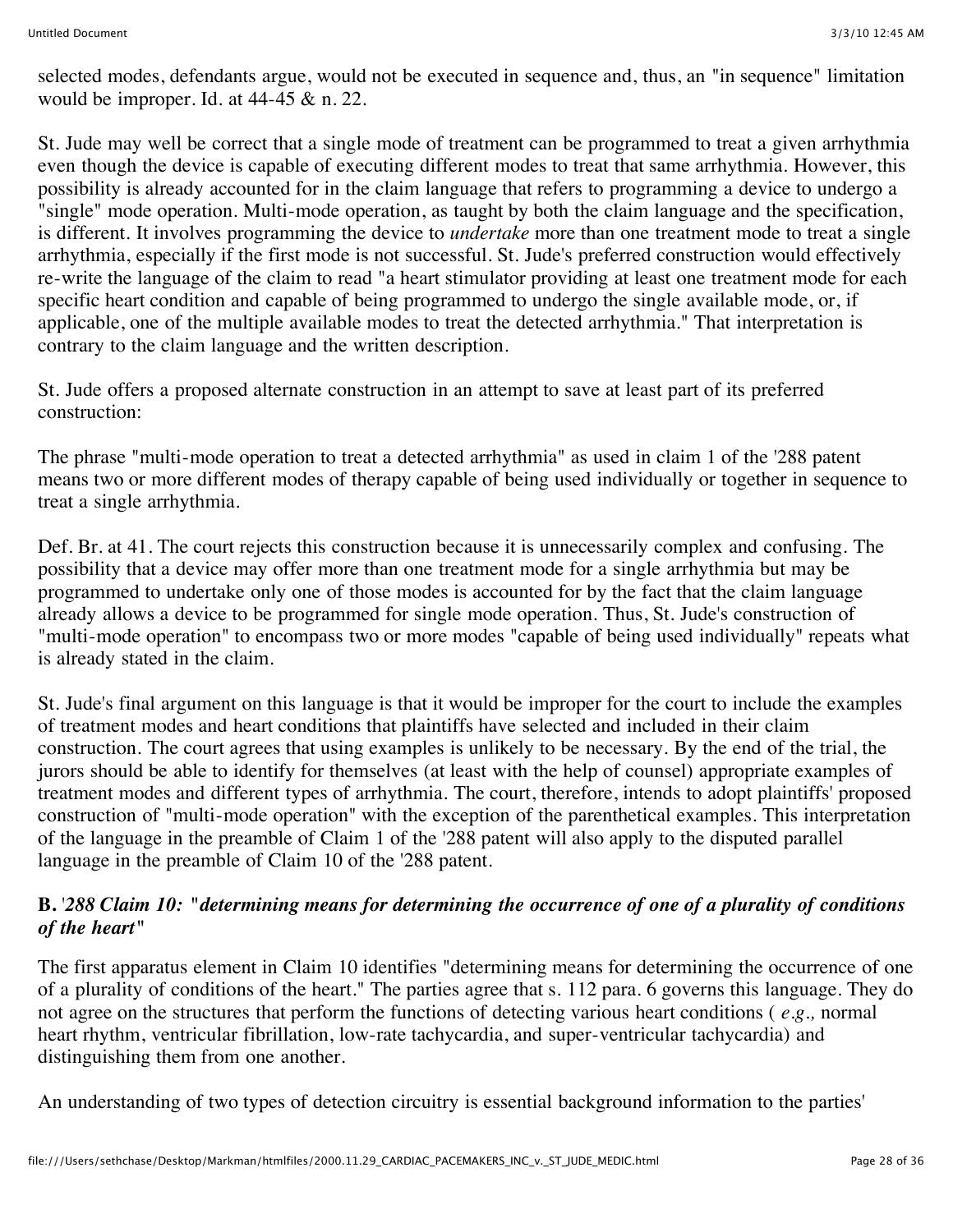selected modes, defendants argue, would not be executed in sequence and, thus, an "in sequence" limitation would be improper. Id. at 44-45 & n. 22.

St. Jude may well be correct that a single mode of treatment can be programmed to treat a given arrhythmia even though the device is capable of executing different modes to treat that same arrhythmia. However, this possibility is already accounted for in the claim language that refers to programming a device to undergo a "single" mode operation. Multi-mode operation, as taught by both the claim language and the specification, is different. It involves programming the device to *undertake* more than one treatment mode to treat a single arrhythmia, especially if the first mode is not successful. St. Jude's preferred construction would effectively re-write the language of the claim to read "a heart stimulator providing at least one treatment mode for each specific heart condition and capable of being programmed to undergo the single available mode, or, if applicable, one of the multiple available modes to treat the detected arrhythmia." That interpretation is contrary to the claim language and the written description.

St. Jude offers a proposed alternate construction in an attempt to save at least part of its preferred construction:

The phrase "multi-mode operation to treat a detected arrhythmia" as used in claim 1 of the '288 patent means two or more different modes of therapy capable of being used individually or together in sequence to treat a single arrhythmia.

Def. Br. at 41. The court rejects this construction because it is unnecessarily complex and confusing. The possibility that a device may offer more than one treatment mode for a single arrhythmia but may be programmed to undertake only one of those modes is accounted for by the fact that the claim language already allows a device to be programmed for single mode operation. Thus, St. Jude's construction of "multi-mode operation" to encompass two or more modes "capable of being used individually" repeats what is already stated in the claim.

St. Jude's final argument on this language is that it would be improper for the court to include the examples of treatment modes and heart conditions that plaintiffs have selected and included in their claim construction. The court agrees that using examples is unlikely to be necessary. By the end of the trial, the jurors should be able to identify for themselves (at least with the help of counsel) appropriate examples of treatment modes and different types of arrhythmia. The court, therefore, intends to adopt plaintiffs' proposed construction of "multi-mode operation" with the exception of the parenthetical examples. This interpretation of the language in the preamble of Claim 1 of the '288 patent will also apply to the disputed parallel language in the preamble of Claim 10 of the '288 patent.

### B. *'288 Claim 10: "determining means for determining the occurrence of one of a plurality of conditions of the heart"*

The first apparatus element in Claim 10 identifies "determining means for determining the occurrence of one of a plurality of conditions of the heart." The parties agree that s. 112 para. 6 governs this language. They do not agree on the structures that perform the functions of detecting various heart conditions ( *e.g.,* normal heart rhythm, ventricular fibrillation, low-rate tachycardia, and super-ventricular tachycardia) and distinguishing them from one another.

An understanding of two types of detection circuitry is essential background information to the parties'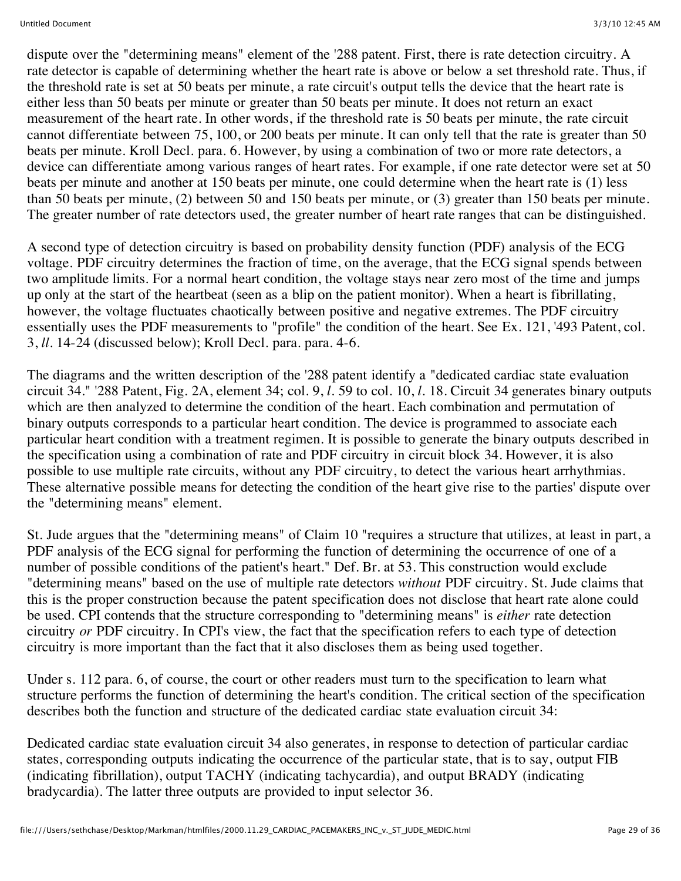dispute over the "determining means" element of the '288 patent. First, there is rate detection circuitry. A rate detector is capable of determining whether the heart rate is above or below a set threshold rate. Thus, if the threshold rate is set at 50 beats per minute, a rate circuit's output tells the device that the heart rate is either less than 50 beats per minute or greater than 50 beats per minute. It does not return an exact measurement of the heart rate. In other words, if the threshold rate is 50 beats per minute, the rate circuit cannot differentiate between 75, 100, or 200 beats per minute. It can only tell that the rate is greater than 50 beats per minute. Kroll Decl. para. 6. However, by using a combination of two or more rate detectors, a device can differentiate among various ranges of heart rates. For example, if one rate detector were set at 50 beats per minute and another at 150 beats per minute, one could determine when the heart rate is (1) less than 50 beats per minute, (2) between 50 and 150 beats per minute, or (3) greater than 150 beats per minute. The greater number of rate detectors used, the greater number of heart rate ranges that can be distinguished.

A second type of detection circuitry is based on probability density function (PDF) analysis of the ECG voltage. PDF circuitry determines the fraction of time, on the average, that the ECG signal spends between two amplitude limits. For a normal heart condition, the voltage stays near zero most of the time and jumps up only at the start of the heartbeat (seen as a blip on the patient monitor). When a heart is fibrillating, however, the voltage fluctuates chaotically between positive and negative extremes. The PDF circuitry essentially uses the PDF measurements to "profile" the condition of the heart. See Ex. 121, '493 Patent, col. 3, *ll*. 14-24 (discussed below); Kroll Decl. para. para. 4-6.

The diagrams and the written description of the '288 patent identify a "dedicated cardiac state evaluation circuit 34." '288 Patent, Fig. 2A, element 34; col. 9, *l*. 59 to col. 10, *l*. 18. Circuit 34 generates binary outputs which are then analyzed to determine the condition of the heart. Each combination and permutation of binary outputs corresponds to a particular heart condition. The device is programmed to associate each particular heart condition with a treatment regimen. It is possible to generate the binary outputs described in the specification using a combination of rate and PDF circuitry in circuit block 34. However, it is also possible to use multiple rate circuits, without any PDF circuitry, to detect the various heart arrhythmias. These alternative possible means for detecting the condition of the heart give rise to the parties' dispute over the "determining means" element.

St. Jude argues that the "determining means" of Claim 10 "requires a structure that utilizes, at least in part, a PDF analysis of the ECG signal for performing the function of determining the occurrence of one of a number of possible conditions of the patient's heart." Def. Br. at 53. This construction would exclude "determining means" based on the use of multiple rate detectors *without* PDF circuitry. St. Jude claims that this is the proper construction because the patent specification does not disclose that heart rate alone could be used. CPI contends that the structure corresponding to "determining means" is *either* rate detection circuitry *or* PDF circuitry. In CPI's view, the fact that the specification refers to each type of detection circuitry is more important than the fact that it also discloses them as being used together.

Under s. 112 para. 6, of course, the court or other readers must turn to the specification to learn what structure performs the function of determining the heart's condition. The critical section of the specification describes both the function and structure of the dedicated cardiac state evaluation circuit 34:

Dedicated cardiac state evaluation circuit 34 also generates, in response to detection of particular cardiac states, corresponding outputs indicating the occurrence of the particular state, that is to say, output FIB (indicating fibrillation), output TACHY (indicating tachycardia), and output BRADY (indicating bradycardia). The latter three outputs are provided to input selector 36.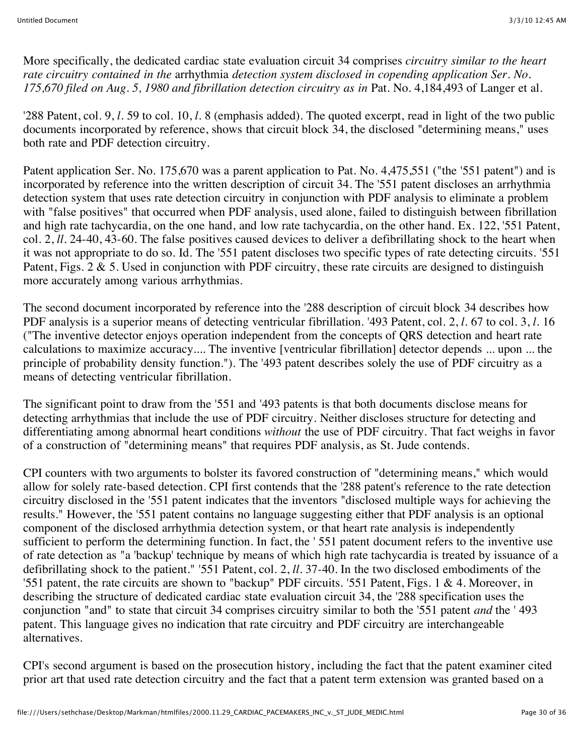More specifically, the dedicated cardiac state evaluation circuit 34 comprises *circuitry similar to the heart rate circuitry contained in the* arrhythmia *detection system disclosed in copending application Ser. No. 175,670 filed on Aug. 5, 1980 and fibrillation detection circuitry as in* Pat. No. 4,184,493 of Langer et al.

'288 Patent, col. 9, *l.* 59 to col. 10, *l.* 8 (emphasis added). The quoted excerpt, read in light of the two public documents incorporated by reference, shows that circuit block 34, the disclosed "determining means," uses both rate and PDF detection circuitry.

Patent application Ser. No. 175,670 was a parent application to Pat. No. 4,475,551 ("the '551 patent") and is incorporated by reference into the written description of circuit 34. The '551 patent discloses an arrhythmia detection system that uses rate detection circuitry in conjunction with PDF analysis to eliminate a problem with "false positives" that occurred when PDF analysis, used alone, failed to distinguish between fibrillation and high rate tachycardia, on the one hand, and low rate tachycardia, on the other hand. Ex. 122, '551 Patent, col. 2, *ll.* 24-40, 43-60. The false positives caused devices to deliver a defibrillating shock to the heart when it was not appropriate to do so. Id. The '551 patent discloses two specific types of rate detecting circuits. '551 Patent, Figs. 2 & 5. Used in conjunction with PDF circuitry, these rate circuits are designed to distinguish more accurately among various arrhythmias.

The second document incorporated by reference into the '288 description of circuit block 34 describes how PDF analysis is a superior means of detecting ventricular fibrillation. '493 Patent, col. 2, *l.* 67 to col. 3, *l.* 16 ("The inventive detector enjoys operation independent from the concepts of QRS detection and heart rate calculations to maximize accuracy.... The inventive [ventricular fibrillation] detector depends ... upon ... the principle of probability density function."). The '493 patent describes solely the use of PDF circuitry as a means of detecting ventricular fibrillation.

The significant point to draw from the '551 and '493 patents is that both documents disclose means for detecting arrhythmias that include the use of PDF circuitry. Neither discloses structure for detecting and differentiating among abnormal heart conditions *without* the use of PDF circuitry. That fact weighs in favor of a construction of "determining means" that requires PDF analysis, as St. Jude contends.

CPI counters with two arguments to bolster its favored construction of "determining means," which would allow for solely rate-based detection. CPI first contends that the '288 patent's reference to the rate detection circuitry disclosed in the '551 patent indicates that the inventors "disclosed multiple ways for achieving the results." However, the '551 patent contains no language suggesting either that PDF analysis is an optional component of the disclosed arrhythmia detection system, or that heart rate analysis is independently sufficient to perform the determining function. In fact, the ' 551 patent document refers to the inventive use of rate detection as "a 'backup' technique by means of which high rate tachycardia is treated by issuance of a defibrillating shock to the patient." '551 Patent, col. 2, *ll.* 37-40. In the two disclosed embodiments of the '551 patent, the rate circuits are shown to "backup" PDF circuits. '551 Patent, Figs. 1 & 4. Moreover, in describing the structure of dedicated cardiac state evaluation circuit 34, the '288 specification uses the conjunction "and" to state that circuit 34 comprises circuitry similar to both the '551 patent *and* the ' 493 patent. This language gives no indication that rate circuitry and PDF circuitry are interchangeable alternatives.

CPI's second argument is based on the prosecution history, including the fact that the patent examiner cited prior art that used rate detection circuitry and the fact that a patent term extension was granted based on a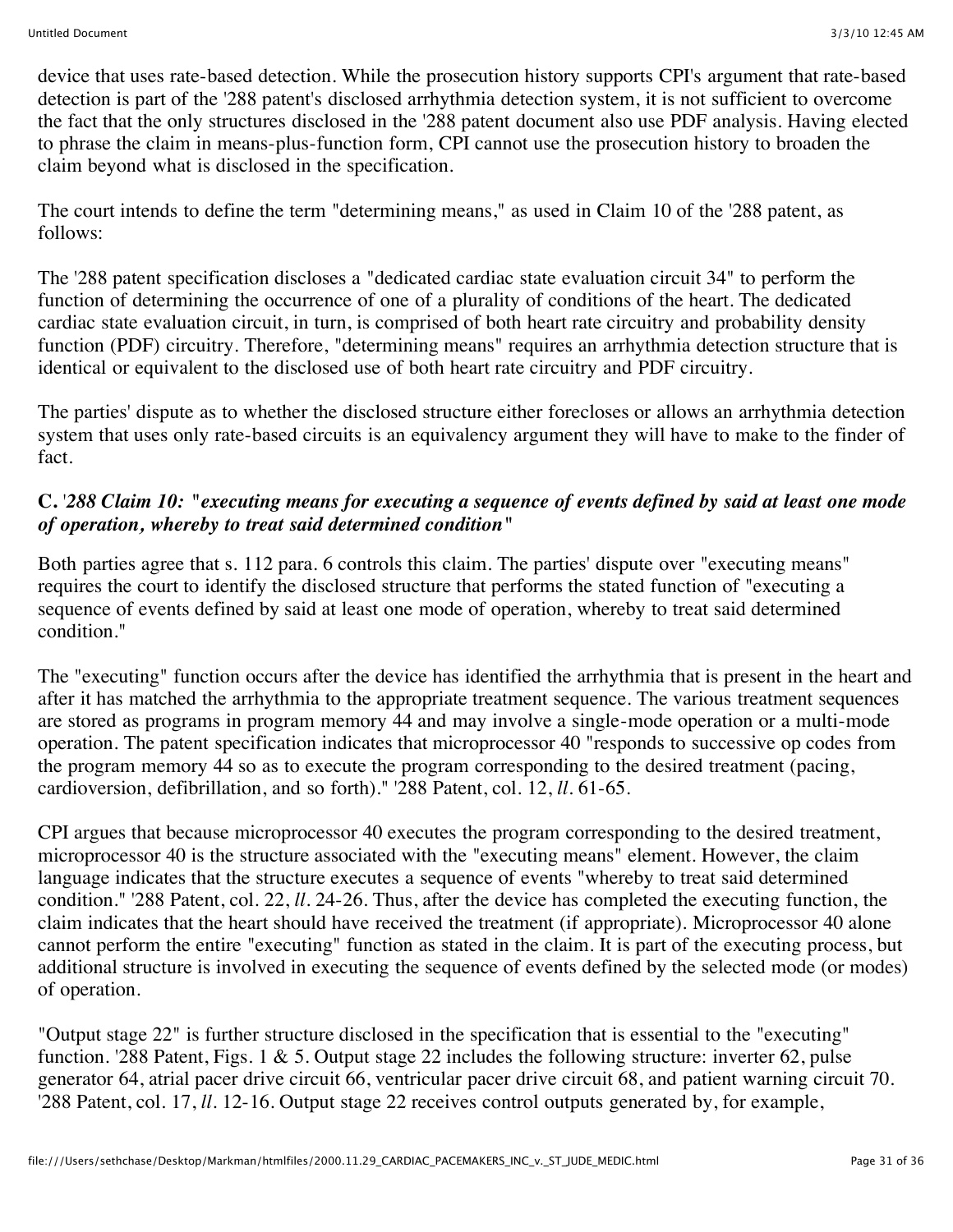device that uses rate-based detection. While the prosecution history supports CPI's argument that rate-based detection is part of the '288 patent's disclosed arrhythmia detection system, it is not sufficient to overcome the fact that the only structures disclosed in the '288 patent document also use PDF analysis. Having elected to phrase the claim in means-plus-function form, CPI cannot use the prosecution history to broaden the claim beyond what is disclosed in the specification.

The court intends to define the term "determining means," as used in Claim 10 of the '288 patent, as follows:

The '288 patent specification discloses a "dedicated cardiac state evaluation circuit 34" to perform the function of determining the occurrence of one of a plurality of conditions of the heart. The dedicated cardiac state evaluation circuit, in turn, is comprised of both heart rate circuitry and probability density function (PDF) circuitry. Therefore, "determining means" requires an arrhythmia detection structure that is identical or equivalent to the disclosed use of both heart rate circuitry and PDF circuitry.

The parties' dispute as to whether the disclosed structure either forecloses or allows an arrhythmia detection system that uses only rate-based circuits is an equivalency argument they will have to make to the finder of fact.

**C.** *'288 Claim 10:* ***"executing means for executing a sequence of events defined by said at least one mode of operation, whereby to treat said determined condition"***

Both parties agree that s. 112 para. 6 controls this claim. The parties' dispute over "executing means" requires the court to identify the disclosed structure that performs the stated function of "executing a sequence of events defined by said at least one mode of operation, whereby to treat said determined condition."

The "executing" function occurs after the device has identified the arrhythmia that is present in the heart and after it has matched the arrhythmia to the appropriate treatment sequence. The various treatment sequences are stored as programs in program memory 44 and may involve a single-mode operation or a multi-mode operation. The patent specification indicates that microprocessor 40 "responds to successive op codes from the program memory 44 so as to execute the program corresponding to the desired treatment (pacing, cardioversion, defibrillation, and so forth)." '288 Patent, col. 12, *ll*. 61-65.

CPI argues that because microprocessor 40 executes the program corresponding to the desired treatment, microprocessor 40 is the structure associated with the "executing means" element. However, the claim language indicates that the structure executes a sequence of events "whereby to treat said determined condition." '288 Patent, col. 22, *ll*. 24-26. Thus, after the device has completed the executing function, the claim indicates that the heart should have received the treatment (if appropriate). Microprocessor 40 alone cannot perform the entire "executing" function as stated in the claim. It is part of the executing process, but additional structure is involved in executing the sequence of events defined by the selected mode (or modes) of operation.

"Output stage 22" is further structure disclosed in the specification that is essential to the "executing" function. '288 Patent, Figs. 1 & 5. Output stage 22 includes the following structure: inverter 62, pulse generator 64, atrial pacer drive circuit 66, ventricular pacer drive circuit 68, and patient warning circuit 70. '288 Patent, col. 17, *ll*. 12-16. Output stage 22 receives control outputs generated by, for example,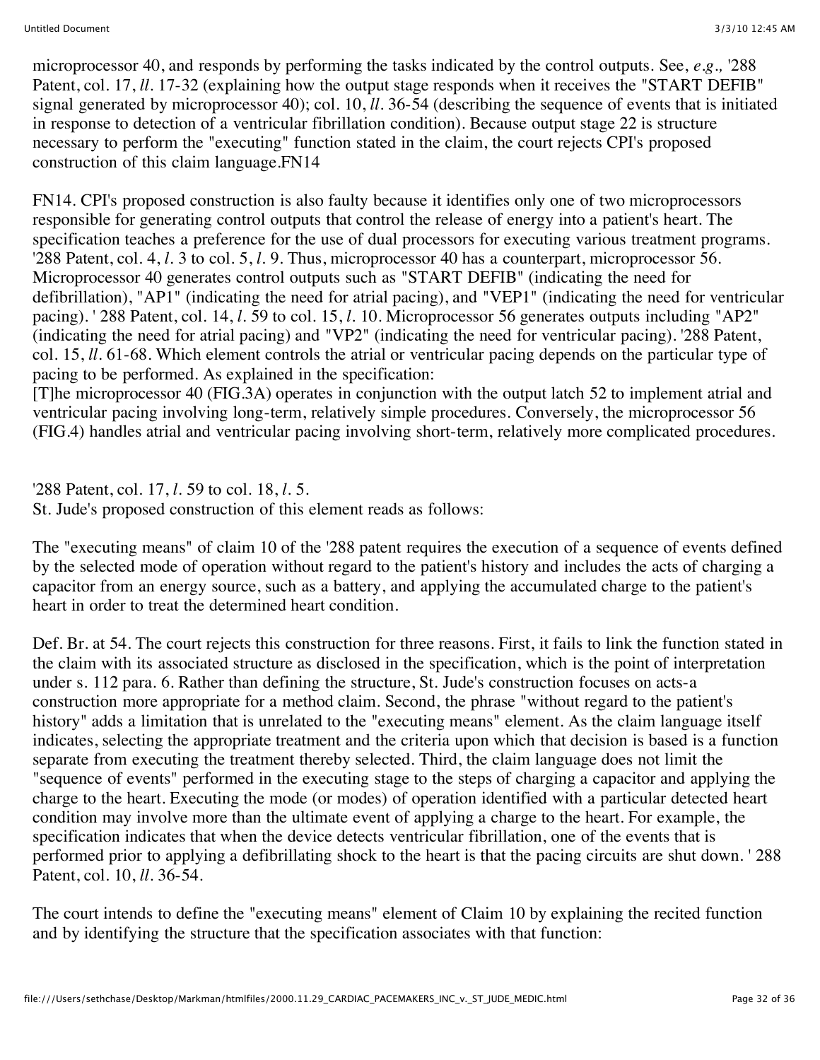microprocessor 40, and responds by performing the tasks indicated by the control outputs. See, *e.g.,* '288 Patent, col. 17, *ll*. 17-32 (explaining how the output stage responds when it receives the "START DEFIB" signal generated by microprocessor 40); col. 10, *ll*. 36-54 (describing the sequence of events that is initiated in response to detection of a ventricular fibrillation condition). Because output stage 22 is structure necessary to perform the "executing" function stated in the claim, the court rejects CPI's proposed construction of this claim language.FN14

FN14. CPI's proposed construction is also faulty because it identifies only one of two microprocessors responsible for generating control outputs that control the release of energy into a patient's heart. The specification teaches a preference for the use of dual processors for executing various treatment programs. '288 Patent, col. 4, *l*. 3 to col. 5, *l*. 9. Thus, microprocessor 40 has a counterpart, microprocessor 56. Microprocessor 40 generates control outputs such as "START DEFIB" (indicating the need for defibrillation), "AP1" (indicating the need for atrial pacing), and "VEP1" (indicating the need for ventricular pacing). ' 288 Patent, col. 14, *l*. 59 to col. 15, *l*. 10. Microprocessor 56 generates outputs including "AP2" (indicating the need for atrial pacing) and "VP2" (indicating the need for ventricular pacing). '288 Patent, col. 15, *ll*. 61-68. Which element controls the atrial or ventricular pacing depends on the particular type of pacing to be performed. As explained in the specification:
[T]he microprocessor 40 (FIG.3A) operates in conjunction with the output latch 52 to implement atrial and ventricular pacing involving long-term, relatively simple procedures. Conversely, the microprocessor 56 (FIG.4) handles atrial and ventricular pacing involving short-term, relatively more complicated procedures.

'288 Patent, col. 17, *l*. 59 to col. 18, *l*. 5.
St. Jude's proposed construction of this element reads as follows:

The "executing means" of claim 10 of the '288 patent requires the execution of a sequence of events defined by the selected mode of operation without regard to the patient's history and includes the acts of charging a capacitor from an energy source, such as a battery, and applying the accumulated charge to the patient's heart in order to treat the determined heart condition.

Def. Br. at 54. The court rejects this construction for three reasons. First, it fails to link the function stated in the claim with its associated structure as disclosed in the specification, which is the point of interpretation under s. 112 para. 6. Rather than defining the structure, St. Jude's construction focuses on acts-a construction more appropriate for a method claim. Second, the phrase "without regard to the patient's history" adds a limitation that is unrelated to the "executing means" element. As the claim language itself indicates, selecting the appropriate treatment and the criteria upon which that decision is based is a function separate from executing the treatment thereby selected. Third, the claim language does not limit the "sequence of events" performed in the executing stage to the steps of charging a capacitor and applying the charge to the heart. Executing the mode (or modes) of operation identified with a particular detected heart condition may involve more than the ultimate event of applying a charge to the heart. For example, the specification indicates that when the device detects ventricular fibrillation, one of the events that is performed prior to applying a defibrillating shock to the heart is that the pacing circuits are shut down. ' 288 Patent, col. 10, *ll*. 36-54.

The court intends to define the "executing means" element of Claim 10 by explaining the recited function and by identifying the structure that the specification associates with that function: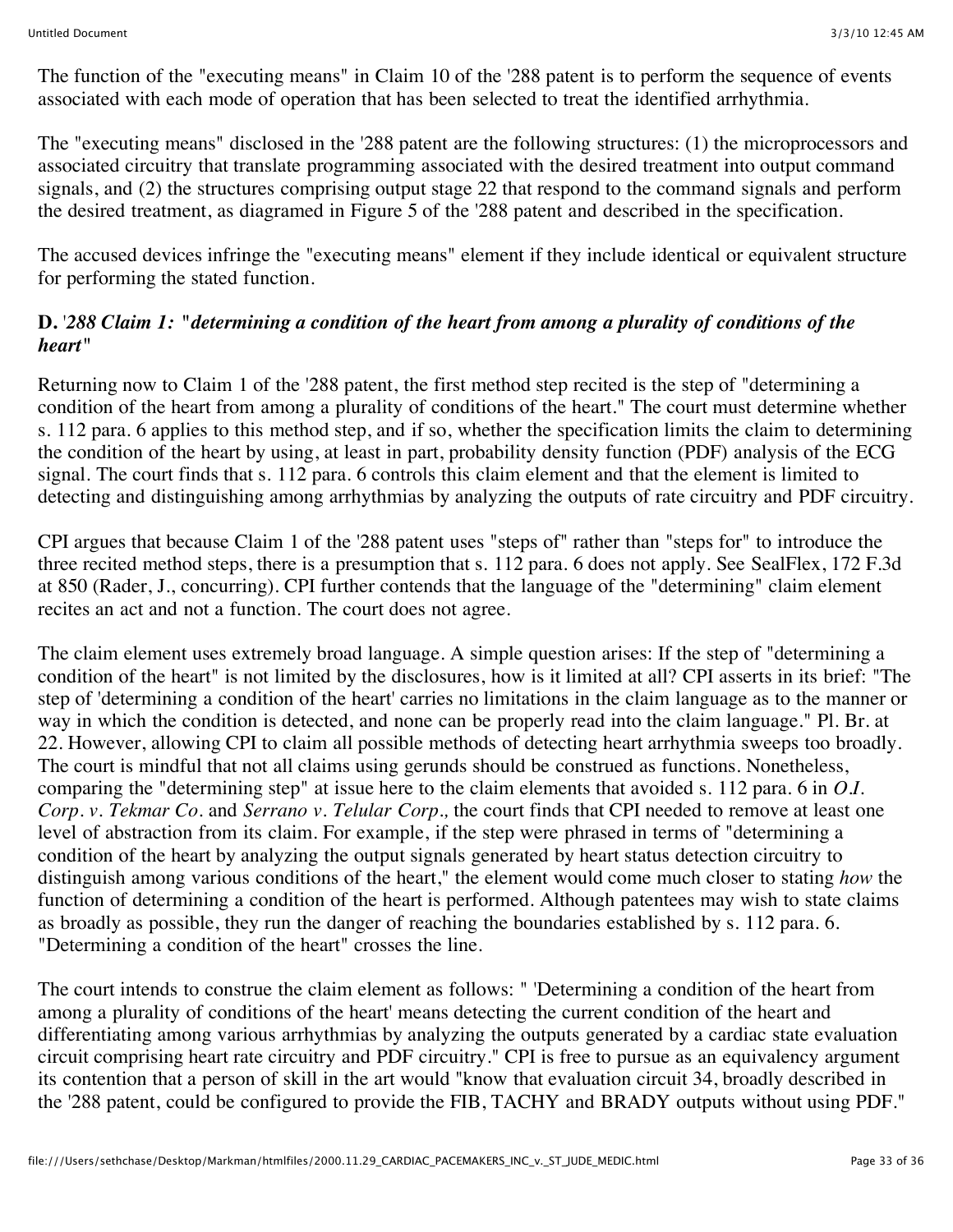The function of the "executing means" in Claim 10 of the '288 patent is to perform the sequence of events associated with each mode of operation that has been selected to treat the identified arrhythmia.

The "executing means" disclosed in the '288 patent are the following structures: (1) the microprocessors and associated circuitry that translate programming associated with the desired treatment into output command signals, and (2) the structures comprising output stage 22 that respond to the command signals and perform the desired treatment, as diagramed in Figure 5 of the '288 patent and described in the specification.

The accused devices infringe the "executing means" element if they include identical or equivalent structure for performing the stated function.

### D. '*288 Claim 1: "determining a condition of the heart from among a plurality of conditions of the heart"*

Returning now to Claim 1 of the '288 patent, the first method step recited is the step of "determining a condition of the heart from among a plurality of conditions of the heart." The court must determine whether s. 112 para. 6 applies to this method step, and if so, whether the specification limits the claim to determining the condition of the heart by using, at least in part, probability density function (PDF) analysis of the ECG signal. The court finds that s. 112 para. 6 controls this claim element and that the element is limited to detecting and distinguishing among arrhythmias by analyzing the outputs of rate circuitry and PDF circuitry.

CPI argues that because Claim 1 of the '288 patent uses "steps of" rather than "steps for" to introduce the three recited method steps, there is a presumption that s. 112 para. 6 does not apply. See SealFlex, 172 F.3d at 850 (Rader, J., concurring). CPI further contends that the language of the "determining" claim element recites an act and not a function. The court does not agree.

The claim element uses extremely broad language. A simple question arises: If the step of "determining a condition of the heart" is not limited by the disclosures, how is it limited at all? CPI asserts in its brief: "The step of 'determining a condition of the heart' carries no limitations in the claim language as to the manner or way in which the condition is detected, and none can be properly read into the claim language." Pl. Br. at 22. However, allowing CPI to claim all possible methods of detecting heart arrhythmia sweeps too broadly. The court is mindful that not all claims using gerunds should be construed as functions. Nonetheless, comparing the "determining step" at issue here to the claim elements that avoided s. 112 para. 6 in *O.I. Corp. v. Tekmar Co.* and *Serrano v. Telular Corp.,* the court finds that CPI needed to remove at least one level of abstraction from its claim. For example, if the step were phrased in terms of "determining a condition of the heart by analyzing the output signals generated by heart status detection circuitry to distinguish among various conditions of the heart," the element would come much closer to stating *how* the function of determining a condition of the heart is performed. Although patentees may wish to state claims as broadly as possible, they run the danger of reaching the boundaries established by s. 112 para. 6. "Determining a condition of the heart" crosses the line.

The court intends to construe the claim element as follows: " 'Determining a condition of the heart from among a plurality of conditions of the heart' means detecting the current condition of the heart and differentiating among various arrhythmias by analyzing the outputs generated by a cardiac state evaluation circuit comprising heart rate circuitry and PDF circuitry." CPI is free to pursue as an equivalency argument its contention that a person of skill in the art would "know that evaluation circuit 34, broadly described in the '288 patent, could be configured to provide the FIB, TACHY and BRADY outputs without using PDF."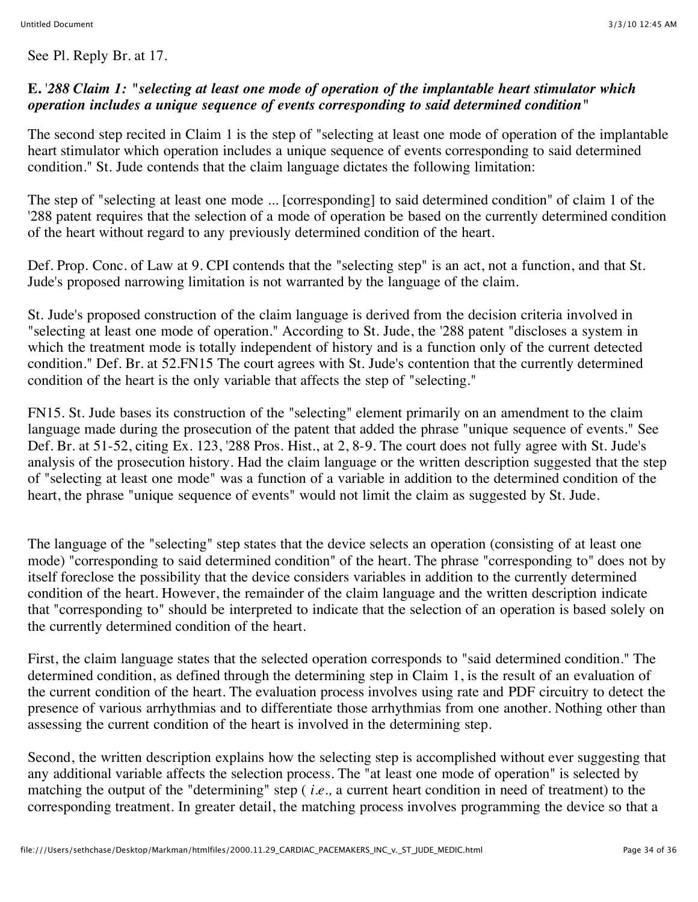See Pl. Reply Br. at 17.

**E.** *'288 Claim 1: "selecting at least one mode of operation of the implantable heart stimulator which operation includes a unique sequence of events corresponding to said determined condition"*

The second step recited in Claim 1 is the step of "selecting at least one mode of operation of the implantable heart stimulator which operation includes a unique sequence of events corresponding to said determined condition." St. Jude contends that the claim language dictates the following limitation:

The step of "selecting at least one mode ... [corresponding] to said determined condition" of claim 1 of the '288 patent requires that the selection of a mode of operation be based on the currently determined condition of the heart without regard to any previously determined condition of the heart.

Def. Prop. Conc. of Law at 9. CPI contends that the "selecting step" is an act, not a function, and that St. Jude's proposed narrowing limitation is not warranted by the language of the claim.

St. Jude's proposed construction of the claim language is derived from the decision criteria involved in "selecting at least one mode of operation." According to St. Jude, the '288 patent "discloses a system in which the treatment mode is totally independent of history and is a function only of the current detected condition." Def. Br. at 52.FN15 The court agrees with St. Jude's contention that the currently determined condition of the heart is the only variable that affects the step of "selecting."

FN15. St. Jude bases its construction of the "selecting" element primarily on an amendment to the claim language made during the prosecution of the patent that added the phrase "unique sequence of events." See Def. Br. at 51-52, citing Ex. 123, '288 Pros. Hist., at 2, 8-9. The court does not fully agree with St. Jude's analysis of the prosecution history. Had the claim language or the written description suggested that the step of "selecting at least one mode" was a function of a variable in addition to the determined condition of the heart, the phrase "unique sequence of events" would not limit the claim as suggested by St. Jude.

The language of the "selecting" step states that the device selects an operation (consisting of at least one mode) "corresponding to said determined condition" of the heart. The phrase "corresponding to" does not by itself foreclose the possibility that the device considers variables in addition to the currently determined condition of the heart. However, the remainder of the claim language and the written description indicate that "corresponding to" should be interpreted to indicate that the selection of an operation is based solely on the currently determined condition of the heart.

First, the claim language states that the selected operation corresponds to "said determined condition." The determined condition, as defined through the determining step in Claim 1, is the result of an evaluation of the current condition of the heart. The evaluation process involves using rate and PDF circuitry to detect the presence of various arrhythmias and to differentiate those arrhythmias from one another. Nothing other than assessing the current condition of the heart is involved in the determining step.

Second, the written description explains how the selecting step is accomplished without ever suggesting that any additional variable affects the selection process. The "at least one mode of operation" is selected by matching the output of the "determining" step ( *i.e.,* a current heart condition in need of treatment) to the corresponding treatment. In greater detail, the matching process involves programming the device so that a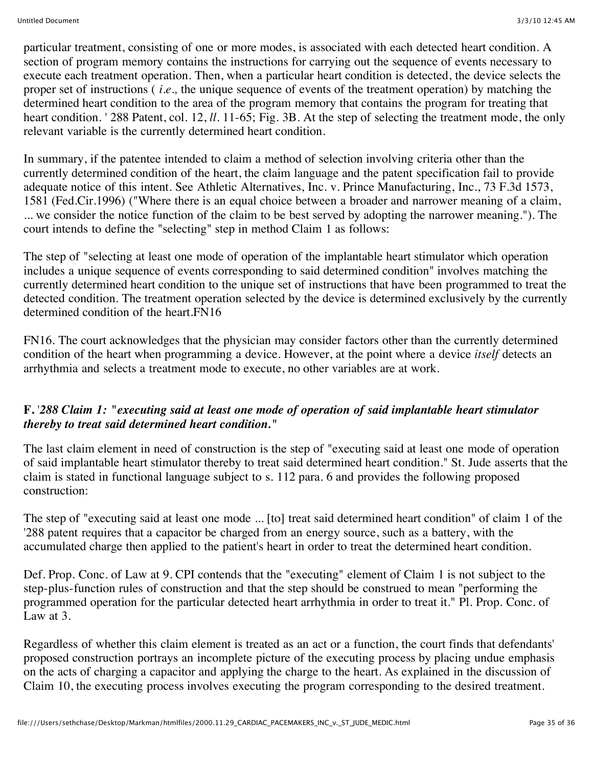particular treatment, consisting of one or more modes, is associated with each detected heart condition. A section of program memory contains the instructions for carrying out the sequence of events necessary to execute each treatment operation. Then, when a particular heart condition is detected, the device selects the proper set of instructions ( *i.e.,* the unique sequence of events of the treatment operation) by matching the determined heart condition to the area of the program memory that contains the program for treating that heart condition. ' 288 Patent, col. 12, *ll*. 11-65; Fig. 3B. At the step of selecting the treatment mode, the only relevant variable is the currently determined heart condition.

In summary, if the patentee intended to claim a method of selection involving criteria other than the currently determined condition of the heart, the claim language and the patent specification fail to provide adequate notice of this intent. See Athletic Alternatives, Inc. v. Prince Manufacturing, Inc., 73 F.3d 1573, 1581 (Fed.Cir.1996) ("Where there is an equal choice between a broader and narrower meaning of a claim, ... we consider the notice function of the claim to be best served by adopting the narrower meaning."). The court intends to define the "selecting" step in method Claim 1 as follows:

The step of "selecting at least one mode of operation of the implantable heart stimulator which operation includes a unique sequence of events corresponding to said determined condition" involves matching the currently determined heart condition to the unique set of instructions that have been programmed to treat the detected condition. The treatment operation selected by the device is determined exclusively by the currently determined condition of the heart.FN16

FN16. The court acknowledges that the physician may consider factors other than the currently determined condition of the heart when programming a device. However, at the point where a device *itself* detects an arrhythmia and selects a treatment mode to execute, no other variables are at work.

**F.** *'288 Claim 1:* **"*executing said at least one mode of operation of said implantable heart stimulator thereby to treat said determined heart condition.*"**

The last claim element in need of construction is the step of "executing said at least one mode of operation of said implantable heart stimulator thereby to treat said determined heart condition." St. Jude asserts that the claim is stated in functional language subject to s. 112 para. 6 and provides the following proposed construction:

The step of "executing said at least one mode ... [to] treat said determined heart condition" of claim 1 of the '288 patent requires that a capacitor be charged from an energy source, such as a battery, with the accumulated charge then applied to the patient's heart in order to treat the determined heart condition.

Def. Prop. Conc. of Law at 9. CPI contends that the "executing" element of Claim 1 is not subject to the step-plus-function rules of construction and that the step should be construed to mean "performing the programmed operation for the particular detected heart arrhythmia in order to treat it." Pl. Prop. Conc. of Law at 3.

Regardless of whether this claim element is treated as an act or a function, the court finds that defendants' proposed construction portrays an incomplete picture of the executing process by placing undue emphasis on the acts of charging a capacitor and applying the charge to the heart. As explained in the discussion of Claim 10, the executing process involves executing the program corresponding to the desired treatment.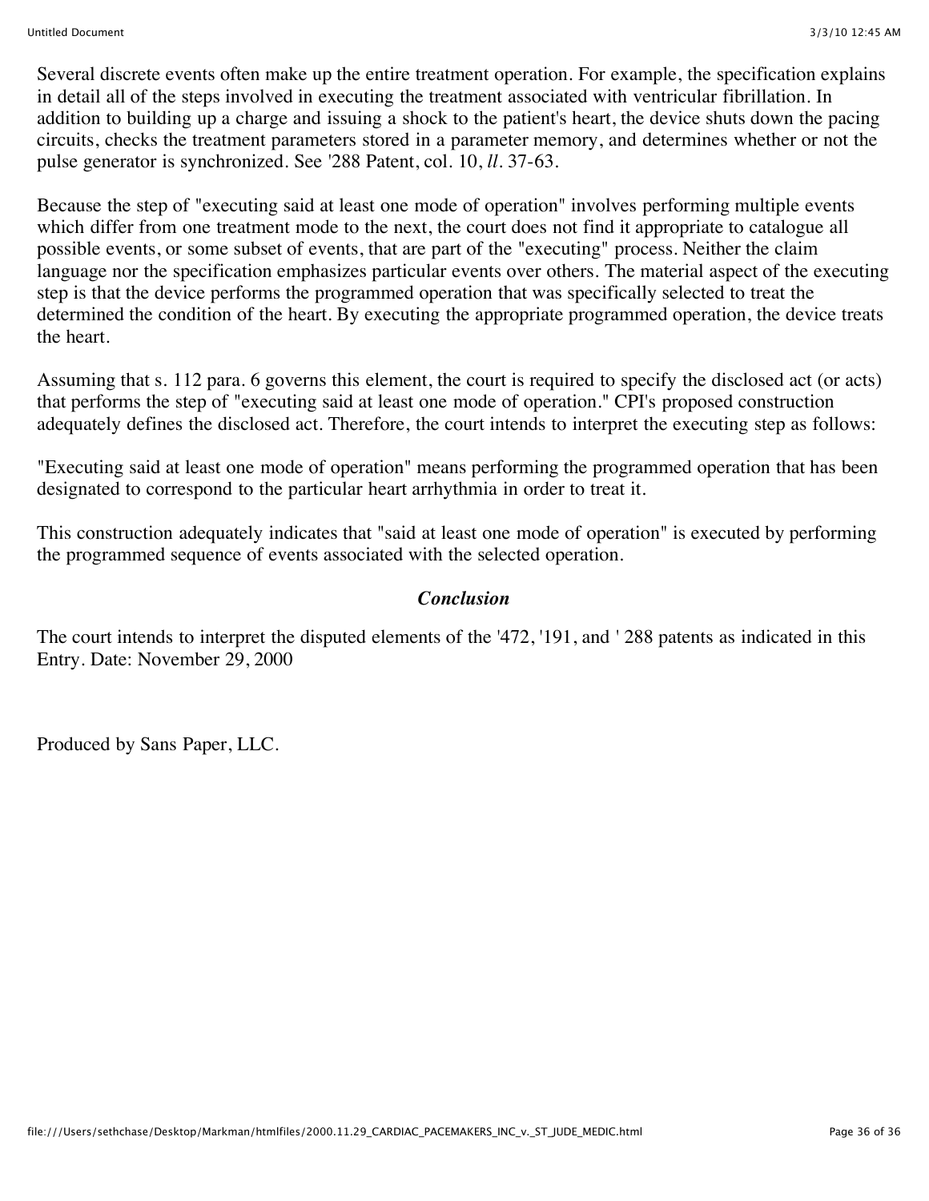Several discrete events often make up the entire treatment operation. For example, the specification explains in detail all of the steps involved in executing the treatment associated with ventricular fibrillation. In addition to building up a charge and issuing a shock to the patient's heart, the device shuts down the pacing circuits, checks the treatment parameters stored in a parameter memory, and determines whether or not the pulse generator is synchronized. See '288 Patent, col. 10, *ll*. 37-63.

Because the step of "executing said at least one mode of operation" involves performing multiple events which differ from one treatment mode to the next, the court does not find it appropriate to catalogue all possible events, or some subset of events, that are part of the "executing" process. Neither the claim language nor the specification emphasizes particular events over others. The material aspect of the executing step is that the device performs the programmed operation that was specifically selected to treat the determined the condition of the heart. By executing the appropriate programmed operation, the device treats the heart.

Assuming that s. 112 para. 6 governs this element, the court is required to specify the disclosed act (or acts) that performs the step of "executing said at least one mode of operation." CPI's proposed construction adequately defines the disclosed act. Therefore, the court intends to interpret the executing step as follows:

"Executing said at least one mode of operation" means performing the programmed operation that has been designated to correspond to the particular heart arrhythmia in order to treat it.

This construction adequately indicates that "said at least one mode of operation" is executed by performing the programmed sequence of events associated with the selected operation.

### *Conclusion*

The court intends to interpret the disputed elements of the '472, '191, and ' 288 patents as indicated in this Entry. Date: November 29, 2000

Produced by Sans Paper, LLC.